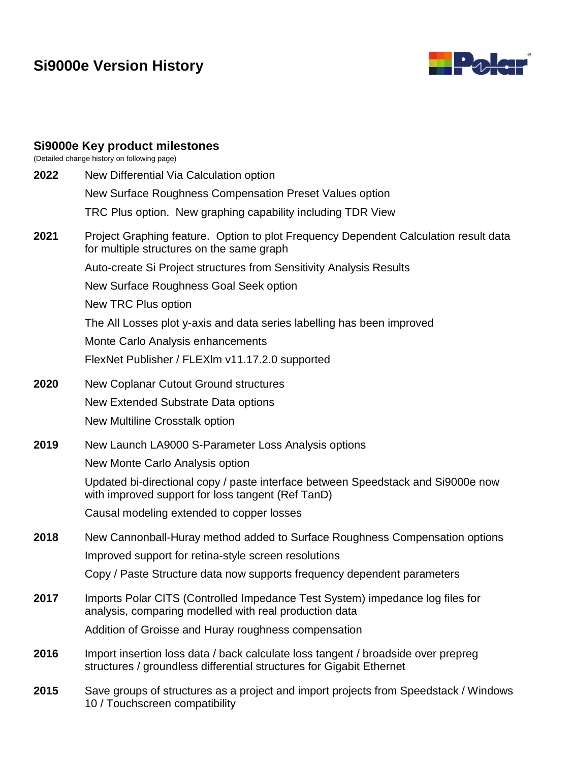# Si9000e Version History

## Si9000e Key product milestones

(Detailed change history on following page)

**2022**

New Differential Via Calculation option

New Surface Roughness Compensation Preset Values option

TRC Plus option. New graphing capability including TDR View

**2021**

Project Graphing feature. Option to plot Frequency Dependent Calculation result data for multiple structures on the same graph

Auto-create Si Project structures from Sensitivity Analysis Results

New Surface Roughness Goal Seek option

New TRC Plus option

The All Losses plot y-axis and data series labelling has been improved

Monte Carlo Analysis enhancements

FlexNet Publisher / FLEXlm v11.17.2.0 supported

**2020**

New Coplanar Cutout Ground structures

New Extended Substrate Data options

New Multiline Crosstalk option

**2019**

New Launch LA9000 S-Parameter Loss Analysis options

New Monte Carlo Analysis option

Updated bi-directional copy / paste interface between Speedstack and Si9000e now with improved support for loss tangent (Ref TanD)

Causal modeling extended to copper losses

**2018**

New Cannonball-Huray method added to Surface Roughness Compensation options

Improved support for retina-style screen resolutions

Copy / Paste Structure data now supports frequency dependent parameters

**2017**

Imports Polar CITS (Controlled Impedance Test System) impedance log files for analysis, comparing modelled with real production data

Addition of Groisse and Huray roughness compensation

**2016**

Import insertion loss data / back calculate loss tangent / broadside over prepreg structures / groundless differential structures for Gigabit Ethernet

**2015**

Save groups of structures as a project and import projects from Speedstack / Windows 10 / Touchscreen compatibility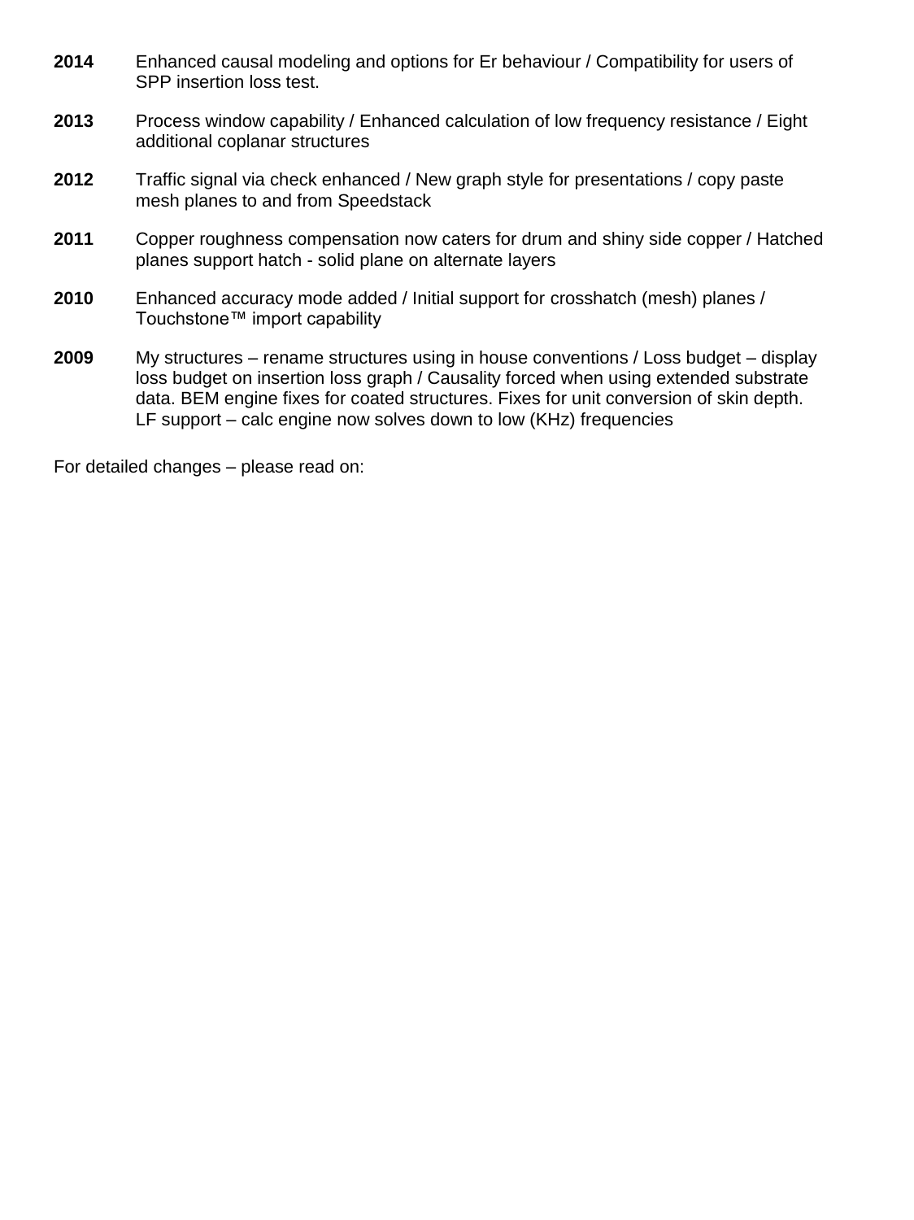**2014** Enhanced causal modeling and options for Er behaviour / Compatibility for users of SPP insertion loss test.

**2013** Process window capability / Enhanced calculation of low frequency resistance / Eight additional coplanar structures

**2012** Traffic signal via check enhanced / New graph style for presentations / copy paste mesh planes to and from Speedstack

**2011** Copper roughness compensation now caters for drum and shiny side copper / Hatched planes support hatch - solid plane on alternate layers

**2010** Enhanced accuracy mode added / Initial support for crosshatch (mesh) planes / Touchstone™ import capability

**2009** My structures – rename structures using in house conventions / Loss budget – display loss budget on insertion loss graph / Causality forced when using extended substrate data. BEM engine fixes for coated structures. Fixes for unit conversion of skin depth. LF support – calc engine now solves down to low (KHz) frequencies

For detailed changes – please read on: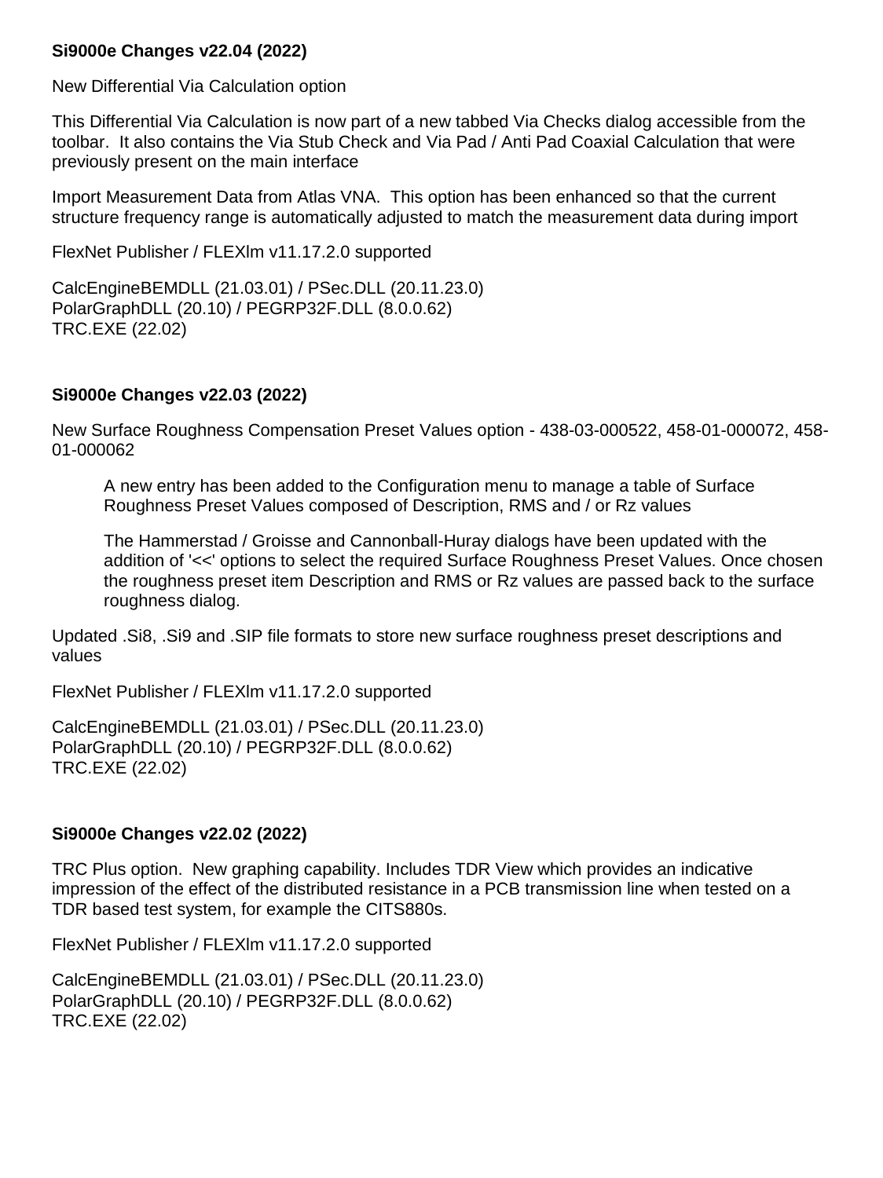**Si9000e Changes v22.04 (2022)**

New Differential Via Calculation option

This Differential Via Calculation is now part of a new tabbed Via Checks dialog accessible from the toolbar. It also contains the Via Stub Check and Via Pad / Anti Pad Coaxial Calculation that were previously present on the main interface

Import Measurement Data from Atlas VNA. This option has been enhanced so that the current structure frequency range is automatically adjusted to match the measurement data during import

FlexNet Publisher / FLEXlm v11.17.2.0 supported

CalcEngineBEMDLL (21.03.01) / PSec.DLL (20.11.23.0)
PolarGraphDLL (20.10) / PEGRP32F.DLL (8.0.0.62)
TRC.EXE (22.02)

**Si9000e Changes v22.03 (2022)**

New Surface Roughness Compensation Preset Values option - 438-03-000522, 458-01-000072, 458-01-000062

> A new entry has been added to the Configuration menu to manage a table of Surface Roughness Preset Values composed of Description, RMS and / or Rz values
>
> The Hammerstad / Groisse and Cannonball-Huray dialogs have been updated with the addition of '<<' options to select the required Surface Roughness Preset Values. Once chosen the roughness preset item Description and RMS or Rz values are passed back to the surface roughness dialog.

Updated .Si8, .Si9 and .SIP file formats to store new surface roughness preset descriptions and values

FlexNet Publisher / FLEXlm v11.17.2.0 supported

CalcEngineBEMDLL (21.03.01) / PSec.DLL (20.11.23.0)
PolarGraphDLL (20.10) / PEGRP32F.DLL (8.0.0.62)
TRC.EXE (22.02)

**Si9000e Changes v22.02 (2022)**

TRC Plus option. New graphing capability. Includes TDR View which provides an indicative impression of the effect of the distributed resistance in a PCB transmission line when tested on a TDR based test system, for example the CITS880s.

FlexNet Publisher / FLEXlm v11.17.2.0 supported

CalcEngineBEMDLL (21.03.01) / PSec.DLL (20.11.23.0)
PolarGraphDLL (20.10) / PEGRP32F.DLL (8.0.0.62)
TRC.EXE (22.02)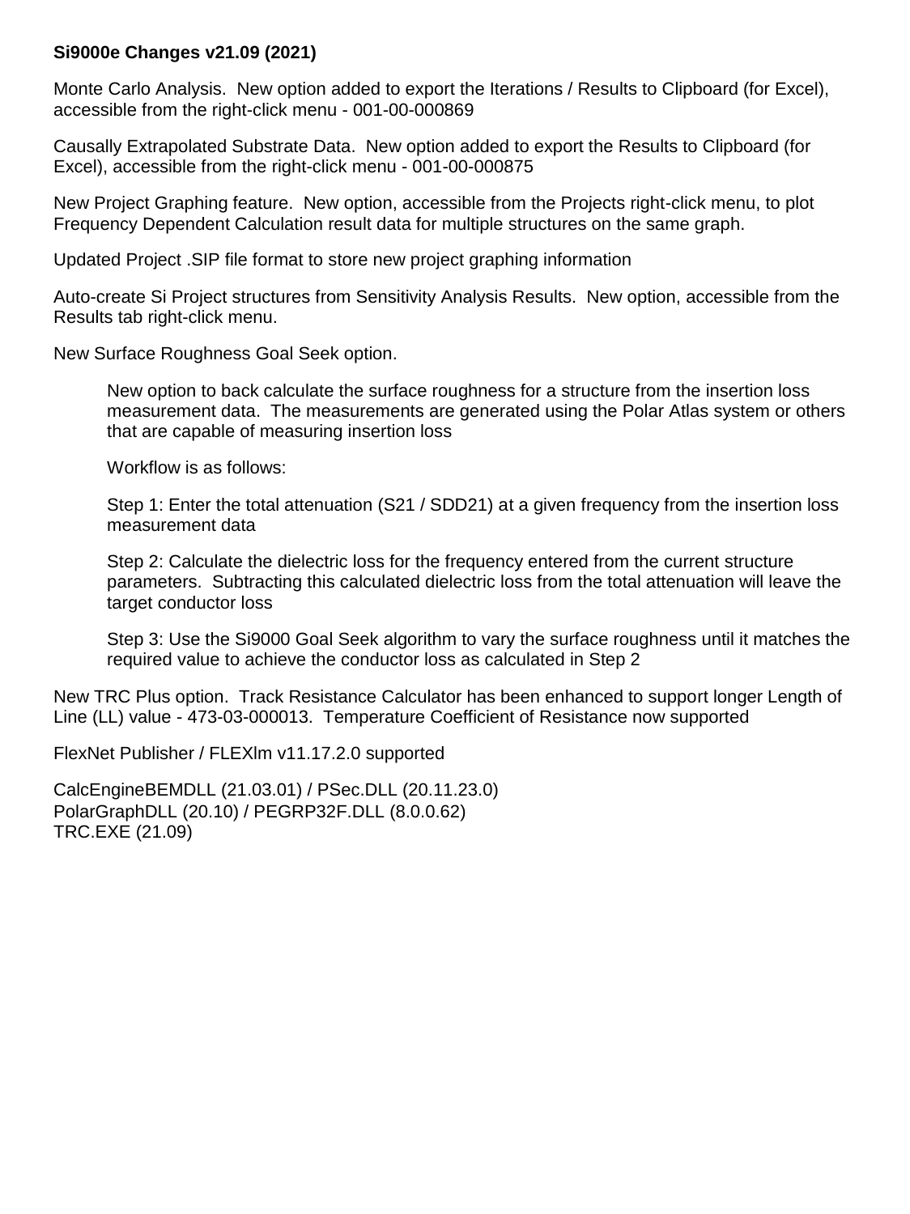**Si9000e Changes v21.09 (2021)**

Monte Carlo Analysis. New option added to export the Iterations / Results to Clipboard (for Excel), accessible from the right-click menu - 001-00-000869

Causally Extrapolated Substrate Data. New option added to export the Results to Clipboard (for Excel), accessible from the right-click menu - 001-00-000875

New Project Graphing feature. New option, accessible from the Projects right-click menu, to plot Frequency Dependent Calculation result data for multiple structures on the same graph.

Updated Project .SIP file format to store new project graphing information

Auto-create Si Project structures from Sensitivity Analysis Results. New option, accessible from the Results tab right-click menu.

New Surface Roughness Goal Seek option.

> New option to back calculate the surface roughness for a structure from the insertion loss measurement data. The measurements are generated using the Polar Atlas system or others that are capable of measuring insertion loss
>
> Workflow is as follows:
>
> Step 1: Enter the total attenuation (S21 / SDD21) at a given frequency from the insertion loss measurement data
>
> Step 2: Calculate the dielectric loss for the frequency entered from the current structure parameters. Subtracting this calculated dielectric loss from the total attenuation will leave the target conductor loss
>
> Step 3: Use the Si9000 Goal Seek algorithm to vary the surface roughness until it matches the required value to achieve the conductor loss as calculated in Step 2

New TRC Plus option. Track Resistance Calculator has been enhanced to support longer Length of Line (LL) value - 473-03-000013. Temperature Coefficient of Resistance now supported

FlexNet Publisher / FLEXlm v11.17.2.0 supported

CalcEngineBEMDLL (21.03.01) / PSec.DLL (20.11.23.0)
PolarGraphDLL (20.10) / PEGRP32F.DLL (8.0.0.62)
TRC.EXE (21.09)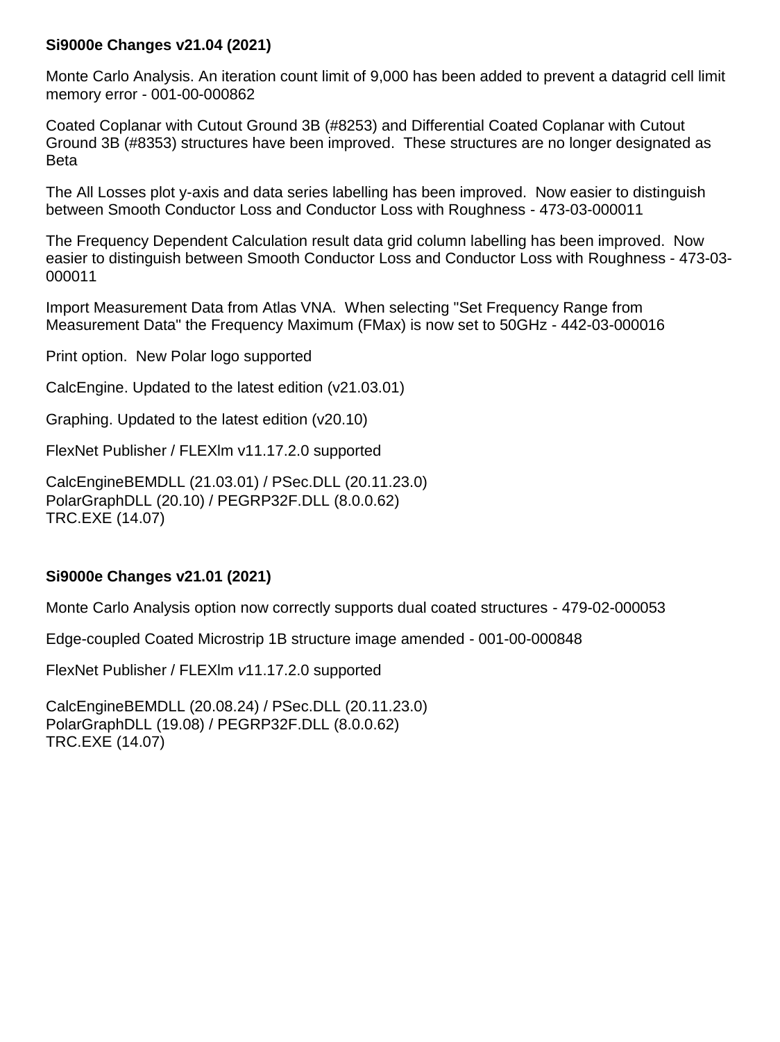**Si9000e Changes v21.04 (2021)**

Monte Carlo Analysis. An iteration count limit of 9,000 has been added to prevent a datagrid cell limit memory error - 001-00-000862

Coated Coplanar with Cutout Ground 3B (#8253) and Differential Coated Coplanar with Cutout Ground 3B (#8353) structures have been improved. These structures are no longer designated as Beta

The All Losses plot y-axis and data series labelling has been improved. Now easier to distinguish between Smooth Conductor Loss and Conductor Loss with Roughness - 473-03-000011

The Frequency Dependent Calculation result data grid column labelling has been improved. Now easier to distinguish between Smooth Conductor Loss and Conductor Loss with Roughness - 473-03-000011

Import Measurement Data from Atlas VNA. When selecting "Set Frequency Range from Measurement Data" the Frequency Maximum (FMax) is now set to 50GHz - 442-03-000016

Print option. New Polar logo supported

CalcEngine. Updated to the latest edition (v21.03.01)

Graphing. Updated to the latest edition (v20.10)

FlexNet Publisher / FLEXlm v11.17.2.0 supported

CalcEngineBEMDLL (21.03.01) / PSec.DLL (20.11.23.0)
PolarGraphDLL (20.10) / PEGRP32F.DLL (8.0.0.62)
TRC.EXE (14.07)

**Si9000e Changes v21.01 (2021)**

Monte Carlo Analysis option now correctly supports dual coated structures - 479-02-000053

Edge-coupled Coated Microstrip 1B structure image amended - 001-00-000848

FlexNet Publisher / FLEXlm *v*11.17.2.0 supported

CalcEngineBEMDLL (20.08.24) / PSec.DLL (20.11.23.0)
PolarGraphDLL (19.08) / PEGRP32F.DLL (8.0.0.62)
TRC.EXE (14.07)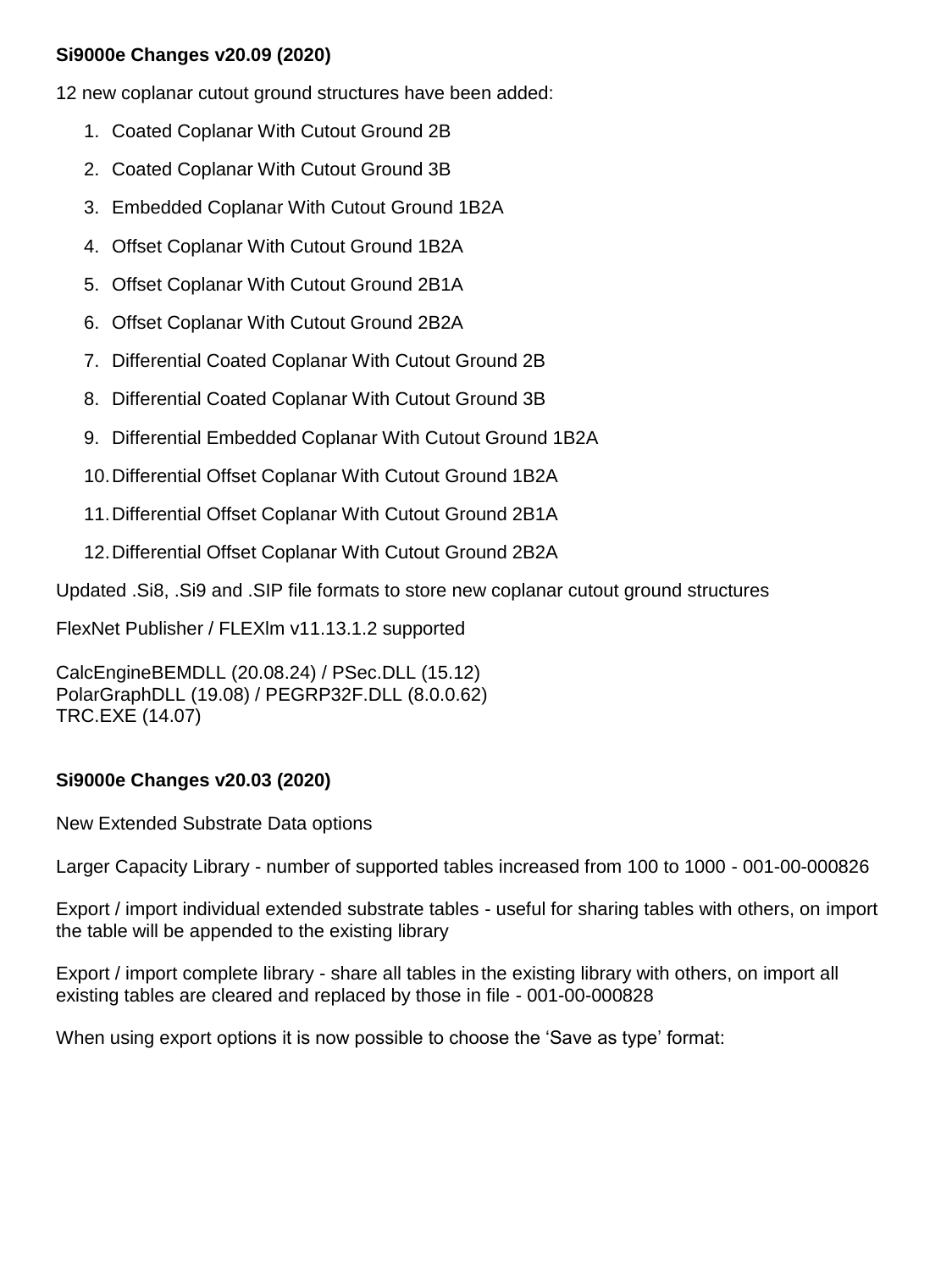**Si9000e Changes v20.09 (2020)**

12 new coplanar cutout ground structures have been added:

1. Coated Coplanar With Cutout Ground 2B
2. Coated Coplanar With Cutout Ground 3B
3. Embedded Coplanar With Cutout Ground 1B2A
4. Offset Coplanar With Cutout Ground 1B2A
5. Offset Coplanar With Cutout Ground 2B1A
6. Offset Coplanar With Cutout Ground 2B2A
7. Differential Coated Coplanar With Cutout Ground 2B
8. Differential Coated Coplanar With Cutout Ground 3B
9. Differential Embedded Coplanar With Cutout Ground 1B2A
10. Differential Offset Coplanar With Cutout Ground 1B2A
11. Differential Offset Coplanar With Cutout Ground 2B1A
12. Differential Offset Coplanar With Cutout Ground 2B2A

Updated .Si8, .Si9 and .SIP file formats to store new coplanar cutout ground structures

FlexNet Publisher / FLEXlm v11.13.1.2 supported

CalcEngineBEMDLL (20.08.24) / PSec.DLL (15.12)
PolarGraphDLL (19.08) / PEGRP32F.DLL (8.0.0.62)
TRC.EXE (14.07)

**Si9000e Changes v20.03 (2020)**

New Extended Substrate Data options

Larger Capacity Library - number of supported tables increased from 100 to 1000 - 001-00-000826

Export / import individual extended substrate tables - useful for sharing tables with others, on import the table will be appended to the existing library

Export / import complete library - share all tables in the existing library with others, on import all existing tables are cleared and replaced by those in file - 001-00-000828

When using export options it is now possible to choose the 'Save as type' format: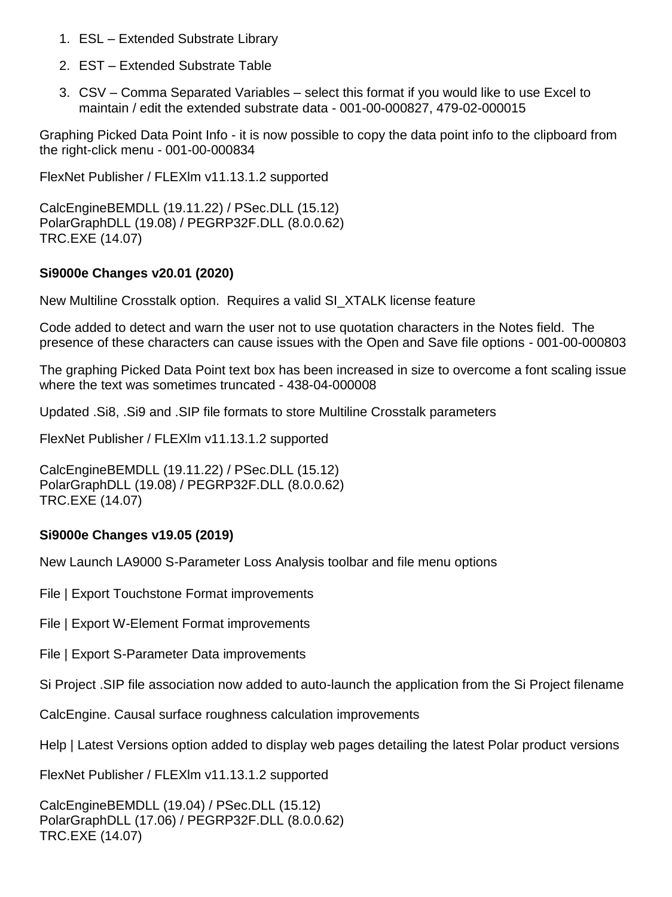1. ESL – Extended Substrate Library
2. EST – Extended Substrate Table
3. CSV – Comma Separated Variables – select this format if you would like to use Excel to maintain / edit the extended substrate data - 001-00-000827, 479-02-000015

Graphing Picked Data Point Info - it is now possible to copy the data point info to the clipboard from the right-click menu - 001-00-000834

FlexNet Publisher / FLEXlm v11.13.1.2 supported

CalcEngineBEMDLL (19.11.22) / PSec.DLL (15.12)
PolarGraphDLL (19.08) / PEGRP32F.DLL (8.0.0.62)
TRC.EXE (14.07)

**Si9000e Changes v20.01 (2020)**

New Multiline Crosstalk option. Requires a valid SI_XTALK license feature

Code added to detect and warn the user not to use quotation characters in the Notes field. The presence of these characters can cause issues with the Open and Save file options - 001-00-000803

The graphing Picked Data Point text box has been increased in size to overcome a font scaling issue where the text was sometimes truncated - 438-04-000008

Updated .Si8, .Si9 and .SIP file formats to store Multiline Crosstalk parameters

FlexNet Publisher / FLEXlm v11.13.1.2 supported

CalcEngineBEMDLL (19.11.22) / PSec.DLL (15.12)
PolarGraphDLL (19.08) / PEGRP32F.DLL (8.0.0.62)
TRC.EXE (14.07)

**Si9000e Changes v19.05 (2019)**

New Launch LA9000 S-Parameter Loss Analysis toolbar and file menu options

File | Export Touchstone Format improvements

File | Export W-Element Format improvements

File | Export S-Parameter Data improvements

Si Project .SIP file association now added to auto-launch the application from the Si Project filename

CalcEngine. Causal surface roughness calculation improvements

Help | Latest Versions option added to display web pages detailing the latest Polar product versions

FlexNet Publisher / FLEXlm v11.13.1.2 supported

CalcEngineBEMDLL (19.04) / PSec.DLL (15.12)
PolarGraphDLL (17.06) / PEGRP32F.DLL (8.0.0.62)
TRC.EXE (14.07)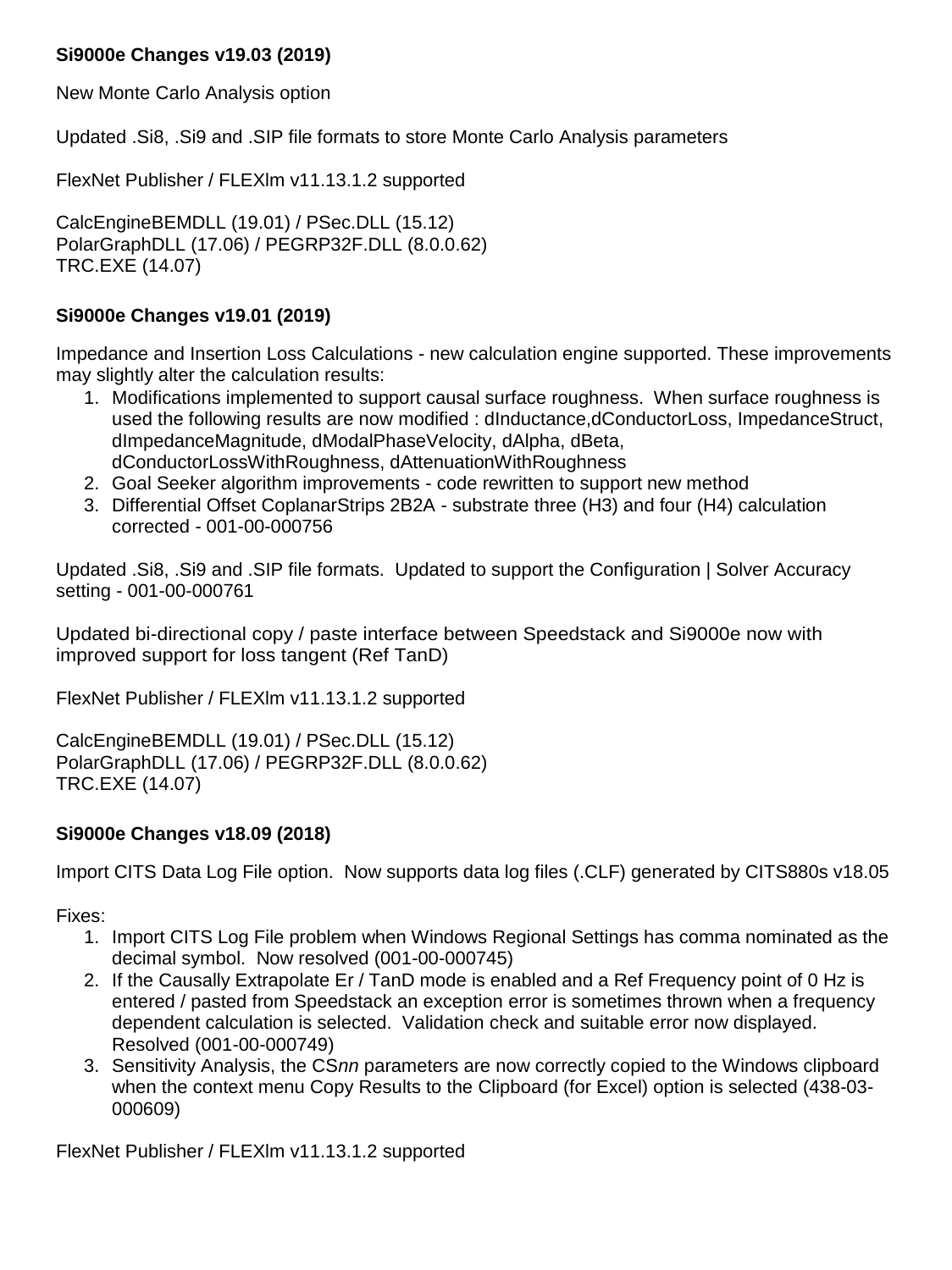**Si9000e Changes v19.03 (2019)**

New Monte Carlo Analysis option

Updated .Si8, .Si9 and .SIP file formats to store Monte Carlo Analysis parameters

FlexNet Publisher / FLEXlm v11.13.1.2 supported

CalcEngineBEMDLL (19.01) / PSec.DLL (15.12)
PolarGraphDLL (17.06) / PEGRP32F.DLL (8.0.0.62)
TRC.EXE (14.07)

**Si9000e Changes v19.01 (2019)**

Impedance and Insertion Loss Calculations - new calculation engine supported. These improvements may slightly alter the calculation results:

1. Modifications implemented to support causal surface roughness. When surface roughness is used the following results are now modified : dInductance,dConductorLoss, ImpedanceStruct, dImpedanceMagnitude, dModalPhaseVelocity, dAlpha, dBeta, dConductorLossWithRoughness, dAttenuationWithRoughness
2. Goal Seeker algorithm improvements - code rewritten to support new method
3. Differential Offset CoplanarStrips 2B2A - substrate three (H3) and four (H4) calculation corrected - 001-00-000756

Updated .Si8, .Si9 and .SIP file formats. Updated to support the Configuration | Solver Accuracy setting - 001-00-000761

Updated bi-directional copy / paste interface between Speedstack and Si9000e now with improved support for loss tangent (Ref TanD)

FlexNet Publisher / FLEXlm v11.13.1.2 supported

CalcEngineBEMDLL (19.01) / PSec.DLL (15.12)
PolarGraphDLL (17.06) / PEGRP32F.DLL (8.0.0.62)
TRC.EXE (14.07)

**Si9000e Changes v18.09 (2018)**

Import CITS Data Log File option. Now supports data log files (.CLF) generated by CITS880s v18.05

Fixes:

1. Import CITS Log File problem when Windows Regional Settings has comma nominated as the decimal symbol. Now resolved (001-00-000745)
2. If the Causally Extrapolate Er / TanD mode is enabled and a Ref Frequency point of 0 Hz is entered / pasted from Speedstack an exception error is sometimes thrown when a frequency dependent calculation is selected. Validation check and suitable error now displayed. Resolved (001-00-000749)
3. Sensitivity Analysis, the CS*nn* parameters are now correctly copied to the Windows clipboard when the context menu Copy Results to the Clipboard (for Excel) option is selected (438-03-000609)

FlexNet Publisher / FLEXlm v11.13.1.2 supported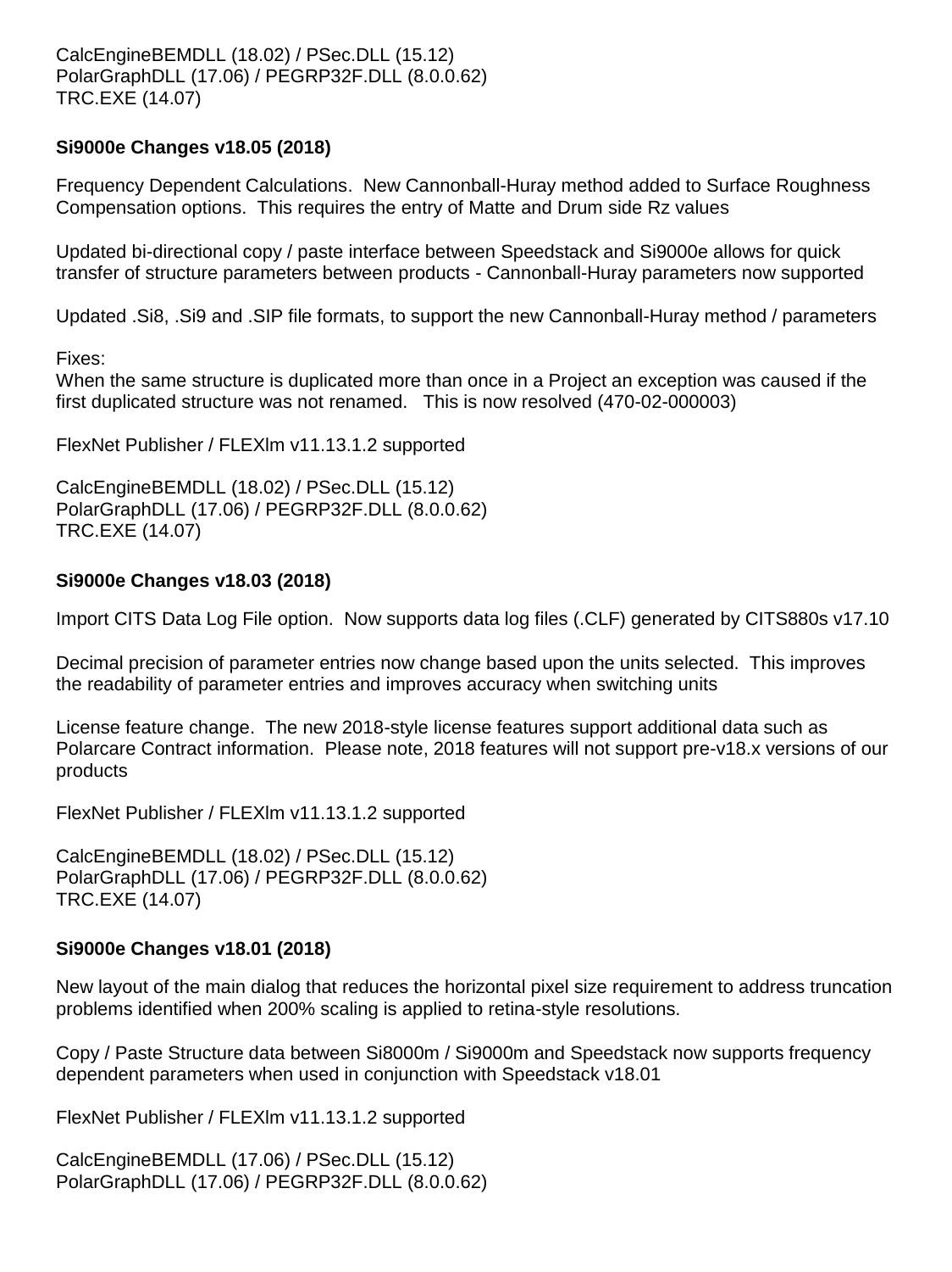CalcEngineBEMDLL (18.02) / PSec.DLL (15.12)
PolarGraphDLL (17.06) / PEGRP32F.DLL (8.0.0.62)
TRC.EXE (14.07)

**Si9000e Changes v18.05 (2018)**

Frequency Dependent Calculations. New Cannonball-Huray method added to Surface Roughness Compensation options. This requires the entry of Matte and Drum side Rz values

Updated bi-directional copy / paste interface between Speedstack and Si9000e allows for quick transfer of structure parameters between products - Cannonball-Huray parameters now supported

Updated .Si8, .Si9 and .SIP file formats, to support the new Cannonball-Huray method / parameters

Fixes:
When the same structure is duplicated more than once in a Project an exception was caused if the first duplicated structure was not renamed. This is now resolved (470-02-000003)

FlexNet Publisher / FLEXlm v11.13.1.2 supported

CalcEngineBEMDLL (18.02) / PSec.DLL (15.12)
PolarGraphDLL (17.06) / PEGRP32F.DLL (8.0.0.62)
TRC.EXE (14.07)

**Si9000e Changes v18.03 (2018)**

Import CITS Data Log File option. Now supports data log files (.CLF) generated by CITS880s v17.10

Decimal precision of parameter entries now change based upon the units selected. This improves the readability of parameter entries and improves accuracy when switching units

License feature change. The new 2018-style license features support additional data such as Polarcare Contract information. Please note, 2018 features will not support pre-v18.x versions of our products

FlexNet Publisher / FLEXlm v11.13.1.2 supported

CalcEngineBEMDLL (18.02) / PSec.DLL (15.12)
PolarGraphDLL (17.06) / PEGRP32F.DLL (8.0.0.62)
TRC.EXE (14.07)

**Si9000e Changes v18.01 (2018)**

New layout of the main dialog that reduces the horizontal pixel size requirement to address truncation problems identified when 200% scaling is applied to retina-style resolutions.

Copy / Paste Structure data between Si8000m / Si9000m and Speedstack now supports frequency dependent parameters when used in conjunction with Speedstack v18.01

FlexNet Publisher / FLEXlm v11.13.1.2 supported

CalcEngineBEMDLL (17.06) / PSec.DLL (15.12)
PolarGraphDLL (17.06) / PEGRP32F.DLL (8.0.0.62)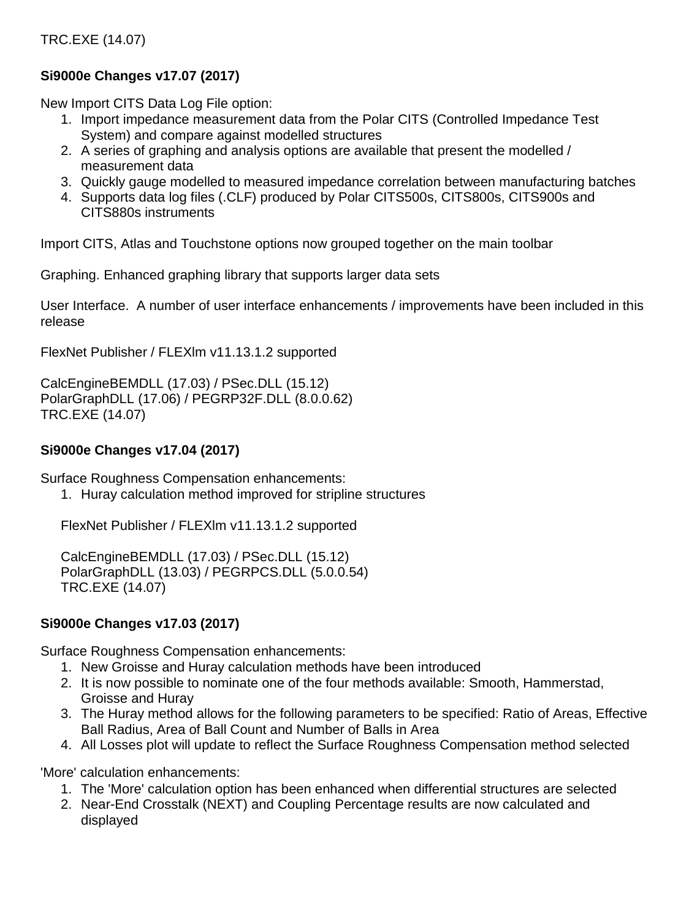TRC.EXE (14.07)

**Si9000e Changes v17.07 (2017)**

New Import CITS Data Log File option:

1. Import impedance measurement data from the Polar CITS (Controlled Impedance Test System) and compare against modelled structures
2. A series of graphing and analysis options are available that present the modelled / measurement data
3. Quickly gauge modelled to measured impedance correlation between manufacturing batches
4. Supports data log files (.CLF) produced by Polar CITS500s, CITS800s, CITS900s and CITS880s instruments

Import CITS, Atlas and Touchstone options now grouped together on the main toolbar

Graphing. Enhanced graphing library that supports larger data sets

User Interface.  A number of user interface enhancements / improvements have been included in this release

FlexNet Publisher / FLEXlm v11.13.1.2 supported

CalcEngineBEMDLL (17.03) / PSec.DLL (15.12)
PolarGraphDLL (17.06) / PEGRP32F.DLL (8.0.0.62)
TRC.EXE (14.07)

**Si9000e Changes v17.04 (2017)**

Surface Roughness Compensation enhancements:

1. Huray calculation method improved for stripline structures

FlexNet Publisher / FLEXlm v11.13.1.2 supported

CalcEngineBEMDLL (17.03) / PSec.DLL (15.12)
PolarGraphDLL (13.03) / PEGRPCS.DLL (5.0.0.54)
TRC.EXE (14.07)

**Si9000e Changes v17.03 (2017)**

Surface Roughness Compensation enhancements:

1. New Groisse and Huray calculation methods have been introduced
2. It is now possible to nominate one of the four methods available: Smooth, Hammerstad, Groisse and Huray
3. The Huray method allows for the following parameters to be specified: Ratio of Areas, Effective Ball Radius, Area of Ball Count and Number of Balls in Area
4. All Losses plot will update to reflect the Surface Roughness Compensation method selected

'More' calculation enhancements:

1. The 'More' calculation option has been enhanced when differential structures are selected
2. Near-End Crosstalk (NEXT) and Coupling Percentage results are now calculated and displayed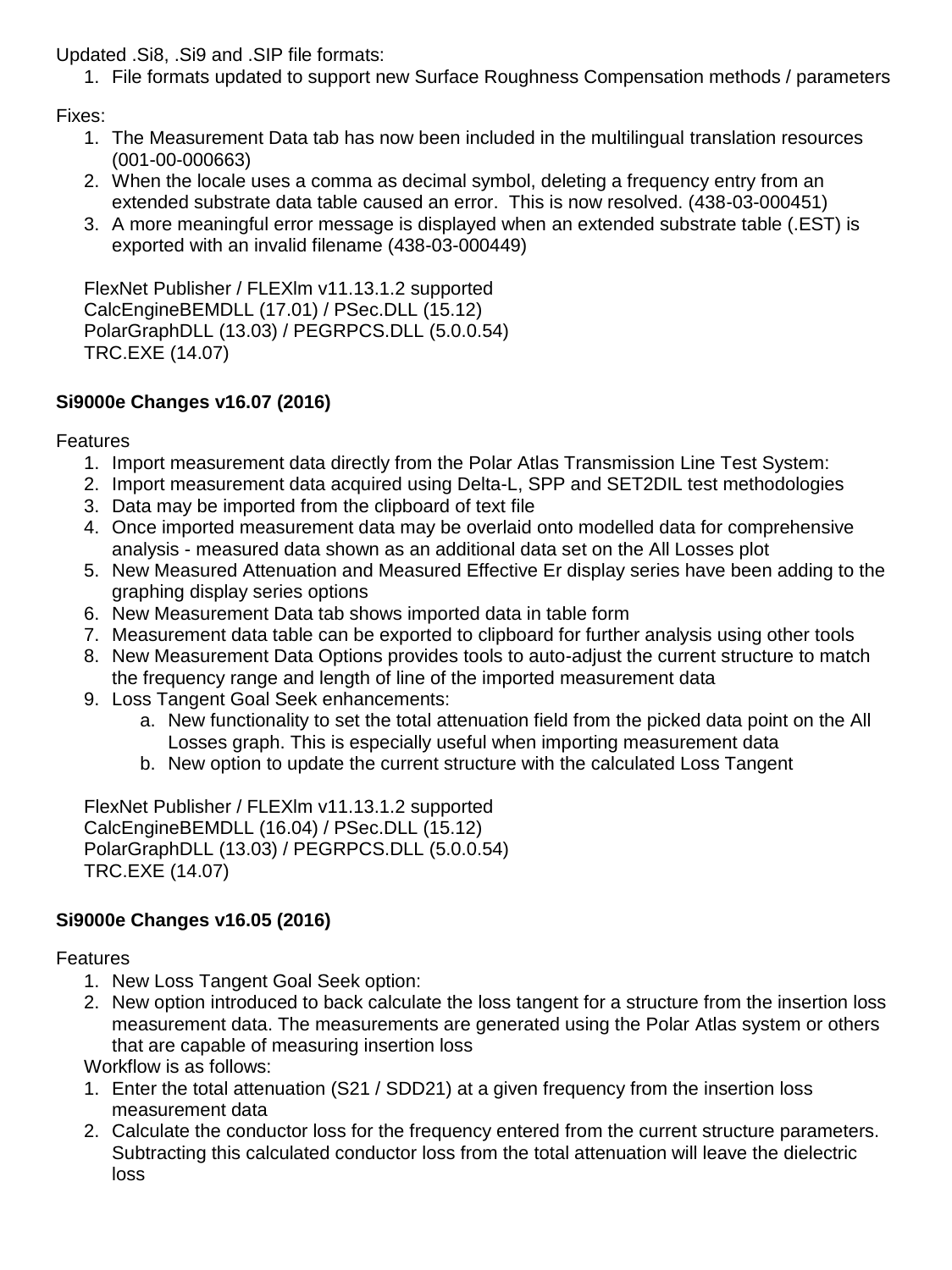Updated .Si8, .Si9 and .SIP file formats:

1. File formats updated to support new Surface Roughness Compensation methods / parameters

Fixes:

1. The Measurement Data tab has now been included in the multilingual translation resources (001-00-000663)
2. When the locale uses a comma as decimal symbol, deleting a frequency entry from an extended substrate data table caused an error.  This is now resolved. (438-03-000451)
3. A more meaningful error message is displayed when an extended substrate table (.EST) is exported with an invalid filename (438-03-000449)

FlexNet Publisher / FLEXlm v11.13.1.2 supported
CalcEngineBEMDLL (17.01) / PSec.DLL (15.12)
PolarGraphDLL (13.03) / PEGRPCS.DLL (5.0.0.54)
TRC.EXE (14.07)

**Si9000e Changes v16.07 (2016)**

Features

1. Import measurement data directly from the Polar Atlas Transmission Line Test System:
2. Import measurement data acquired using Delta-L, SPP and SET2DIL test methodologies
3. Data may be imported from the clipboard of text file
4. Once imported measurement data may be overlaid onto modelled data for comprehensive analysis - measured data shown as an additional data set on the All Losses plot
5. New Measured Attenuation and Measured Effective Er display series have been adding to the graphing display series options
6. New Measurement Data tab shows imported data in table form
7. Measurement data table can be exported to clipboard for further analysis using other tools
8. New Measurement Data Options provides tools to auto-adjust the current structure to match the frequency range and length of line of the imported measurement data
9. Loss Tangent Goal Seek enhancements:
    a. New functionality to set the total attenuation field from the picked data point on the All Losses graph. This is especially useful when importing measurement data
    b. New option to update the current structure with the calculated Loss Tangent

FlexNet Publisher / FLEXlm v11.13.1.2 supported
CalcEngineBEMDLL (16.04) / PSec.DLL (15.12)
PolarGraphDLL (13.03) / PEGRPCS.DLL (5.0.0.54)
TRC.EXE (14.07)

**Si9000e Changes v16.05 (2016)**

Features

1. New Loss Tangent Goal Seek option:
2. New option introduced to back calculate the loss tangent for a structure from the insertion loss measurement data. The measurements are generated using the Polar Atlas system or others that are capable of measuring insertion loss

Workflow is as follows:

1. Enter the total attenuation (S21 / SDD21) at a given frequency from the insertion loss measurement data
2. Calculate the conductor loss for the frequency entered from the current structure parameters. Subtracting this calculated conductor loss from the total attenuation will leave the dielectric loss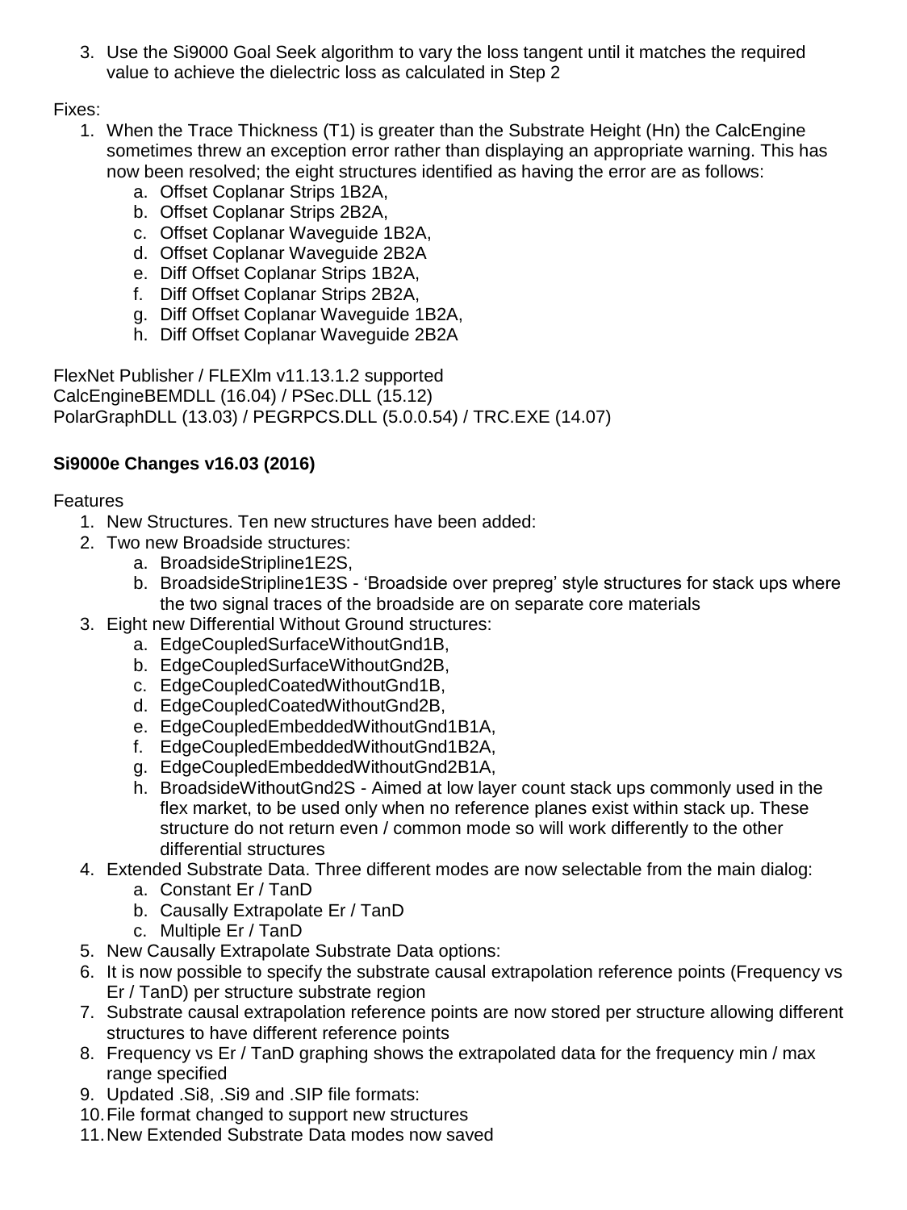3. Use the Si9000 Goal Seek algorithm to vary the loss tangent until it matches the required value to achieve the dielectric loss as calculated in Step 2

Fixes:

1. When the Trace Thickness (T1) is greater than the Substrate Height (Hn) the CalcEngine sometimes threw an exception error rather than displaying an appropriate warning. This has now been resolved; the eight structures identified as having the error are as follows:
    a. Offset Coplanar Strips 1B2A,
    b. Offset Coplanar Strips 2B2A,
    c. Offset Coplanar Waveguide 1B2A,
    d. Offset Coplanar Waveguide 2B2A
    e. Diff Offset Coplanar Strips 1B2A,
    f. Diff Offset Coplanar Strips 2B2A,
    g. Diff Offset Coplanar Waveguide 1B2A,
    h. Diff Offset Coplanar Waveguide 2B2A

FlexNet Publisher / FLEXlm v11.13.1.2 supported
CalcEngineBEMDLL (16.04) / PSec.DLL (15.12)
PolarGraphDLL (13.03) / PEGRPCS.DLL (5.0.0.54) / TRC.EXE (14.07)

**Si9000e Changes v16.03 (2016)**

Features

1. New Structures. Ten new structures have been added:
2. Two new Broadside structures:
    a. BroadsideStripline1E2S,
    b. BroadsideStripline1E3S - 'Broadside over prepreg' style structures for stack ups where the two signal traces of the broadside are on separate core materials
3. Eight new Differential Without Ground structures:
    a. EdgeCoupledSurfaceWithoutGnd1B,
    b. EdgeCoupledSurfaceWithoutGnd2B,
    c. EdgeCoupledCoatedWithoutGnd1B,
    d. EdgeCoupledCoatedWithoutGnd2B,
    e. EdgeCoupledEmbeddedWithoutGnd1B1A,
    f. EdgeCoupledEmbeddedWithoutGnd1B2A,
    g. EdgeCoupledEmbeddedWithoutGnd2B1A,
    h. BroadsideWithoutGnd2S - Aimed at low layer count stack ups commonly used in the flex market, to be used only when no reference planes exist within stack up. These structure do not return even / common mode so will work differently to the other differential structures
4. Extended Substrate Data. Three different modes are now selectable from the main dialog:
    a. Constant Er / TanD
    b. Causally Extrapolate Er / TanD
    c. Multiple Er / TanD
5. New Causally Extrapolate Substrate Data options:
6. It is now possible to specify the substrate causal extrapolation reference points (Frequency vs Er / TanD) per structure substrate region
7. Substrate causal extrapolation reference points are now stored per structure allowing different structures to have different reference points
8. Frequency vs Er / TanD graphing shows the extrapolated data for the frequency min / max range specified
9. Updated .Si8, .Si9 and .SIP file formats:
10. File format changed to support new structures
11. New Extended Substrate Data modes now saved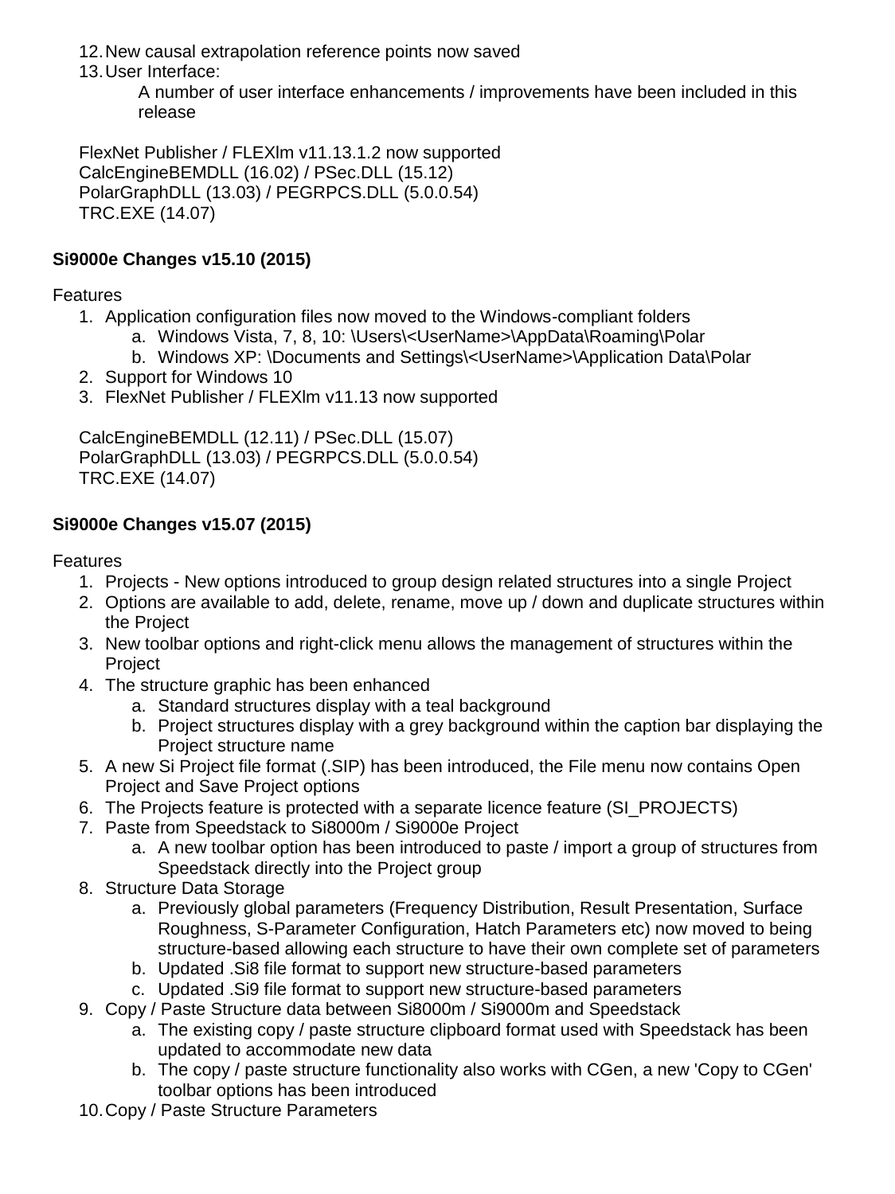12. New causal extrapolation reference points now saved
13. User Interface:

    A number of user interface enhancements / improvements have been included in this release

FlexNet Publisher / FLEXlm v11.13.1.2 now supported
CalcEngineBEMDLL (16.02) / PSec.DLL (15.12)
PolarGraphDLL (13.03) / PEGRPCS.DLL (5.0.0.54)
TRC.EXE (14.07)

**Si9000e Changes v15.10 (2015)**

Features

1. Application configuration files now moved to the Windows-compliant folders
    a. Windows Vista, 7, 8, 10: \Users\<UserName>\AppData\Roaming\Polar
    b. Windows XP: \Documents and Settings\<UserName>\Application Data\Polar
2. Support for Windows 10
3. FlexNet Publisher / FLEXlm v11.13 now supported

CalcEngineBEMDLL (12.11) / PSec.DLL (15.07)
PolarGraphDLL (13.03) / PEGRPCS.DLL (5.0.0.54)
TRC.EXE (14.07)

**Si9000e Changes v15.07 (2015)**

Features

1. Projects - New options introduced to group design related structures into a single Project
2. Options are available to add, delete, rename, move up / down and duplicate structures within the Project
3. New toolbar options and right-click menu allows the management of structures within the Project
4. The structure graphic has been enhanced
    a. Standard structures display with a teal background
    b. Project structures display with a grey background within the caption bar displaying the Project structure name
5. A new Si Project file format (.SIP) has been introduced, the File menu now contains Open Project and Save Project options
6. The Projects feature is protected with a separate licence feature (SI_PROJECTS)
7. Paste from Speedstack to Si8000m / Si9000e Project
    a. A new toolbar option has been introduced to paste / import a group of structures from Speedstack directly into the Project group
8. Structure Data Storage
    a. Previously global parameters (Frequency Distribution, Result Presentation, Surface Roughness, S-Parameter Configuration, Hatch Parameters etc) now moved to being structure-based allowing each structure to have their own complete set of parameters
    b. Updated .Si8 file format to support new structure-based parameters
    c. Updated .Si9 file format to support new structure-based parameters
9. Copy / Paste Structure data between Si8000m / Si9000m and Speedstack
    a. The existing copy / paste structure clipboard format used with Speedstack has been updated to accommodate new data
    b. The copy / paste structure functionality also works with CGen, a new 'Copy to CGen' toolbar options has been introduced
10. Copy / Paste Structure Parameters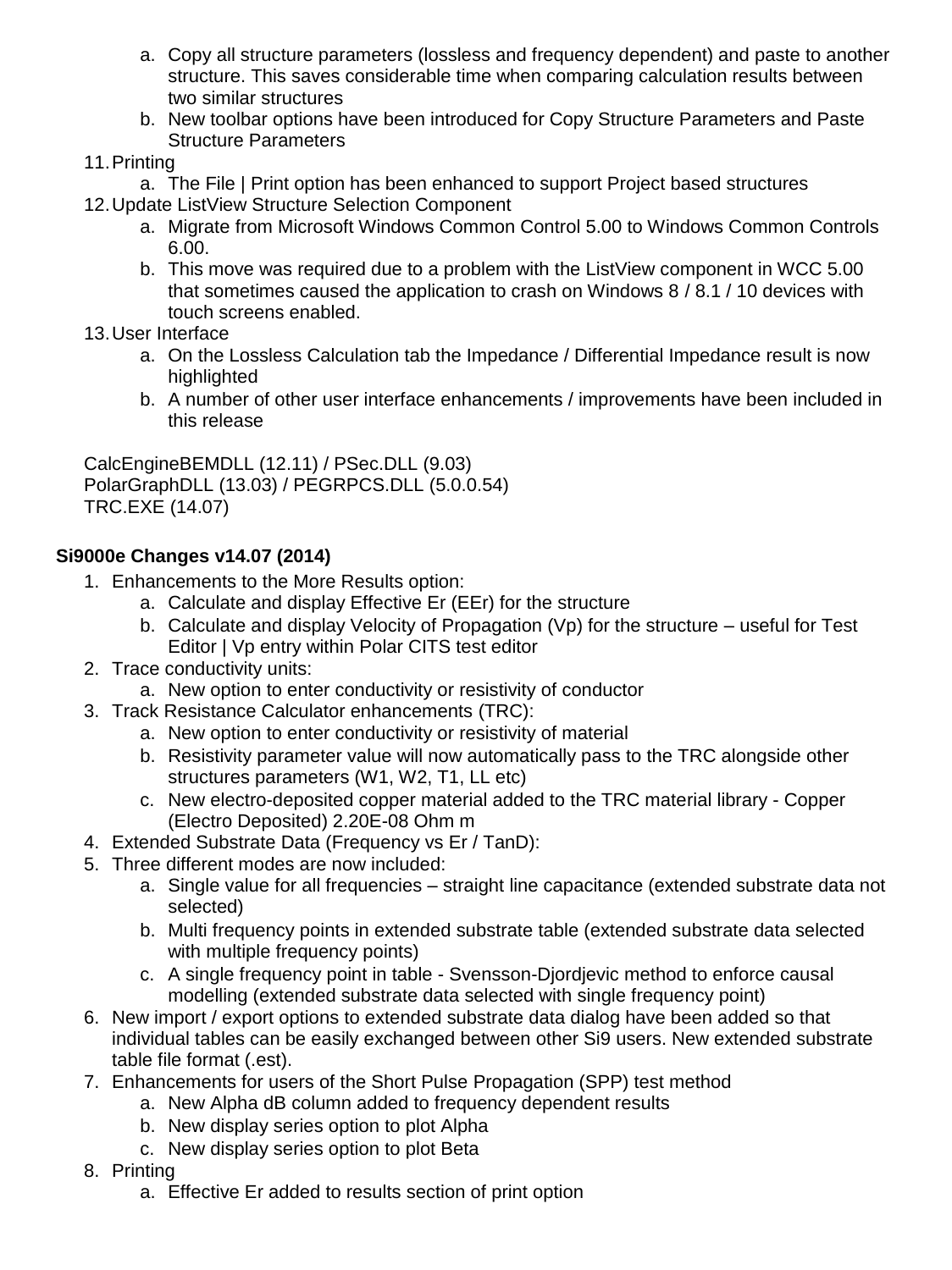a. Copy all structure parameters (lossless and frequency dependent) and paste to another structure. This saves considerable time when comparing calculation results between two similar structures
   b. New toolbar options have been introduced for Copy Structure Parameters and Paste Structure Parameters
11. Printing
    a. The File | Print option has been enhanced to support Project based structures
12. Update ListView Structure Selection Component
    a. Migrate from Microsoft Windows Common Control 5.00 to Windows Common Controls 6.00.
    b. This move was required due to a problem with the ListView component in WCC 5.00 that sometimes caused the application to crash on Windows 8 / 8.1 / 10 devices with touch screens enabled.
13. User Interface
    a. On the Lossless Calculation tab the Impedance / Differential Impedance result is now highlighted
    b. A number of other user interface enhancements / improvements have been included in this release

CalcEngineBEMDLL (12.11) / PSec.DLL (9.03)
PolarGraphDLL (13.03) / PEGRPCS.DLL (5.0.0.54)
TRC.EXE (14.07)

**Si9000e Changes v14.07 (2014)**

1. Enhancements to the More Results option:
   a. Calculate and display Effective Er (EEr) for the structure
   b. Calculate and display Velocity of Propagation (Vp) for the structure – useful for Test Editor | Vp entry within Polar CITS test editor
2. Trace conductivity units:
   a. New option to enter conductivity or resistivity of conductor
3. Track Resistance Calculator enhancements (TRC):
   a. New option to enter conductivity or resistivity of material
   b. Resistivity parameter value will now automatically pass to the TRC alongside other structures parameters (W1, W2, T1, LL etc)
   c. New electro-deposited copper material added to the TRC material library - Copper (Electro Deposited) 2.20E-08 Ohm m
4. Extended Substrate Data (Frequency vs Er / TanD):
5. Three different modes are now included:
   a. Single value for all frequencies – straight line capacitance (extended substrate data not selected)
   b. Multi frequency points in extended substrate table (extended substrate data selected with multiple frequency points)
   c. A single frequency point in table - Svensson-Djordjevic method to enforce causal modelling (extended substrate data selected with single frequency point)
6. New import / export options to extended substrate data dialog have been added so that individual tables can be easily exchanged between other Si9 users. New extended substrate table file format (.est).
7. Enhancements for users of the Short Pulse Propagation (SPP) test method
   a. New Alpha dB column added to frequency dependent results
   b. New display series option to plot Alpha
   c. New display series option to plot Beta
8. Printing
   a. Effective Er added to results section of print option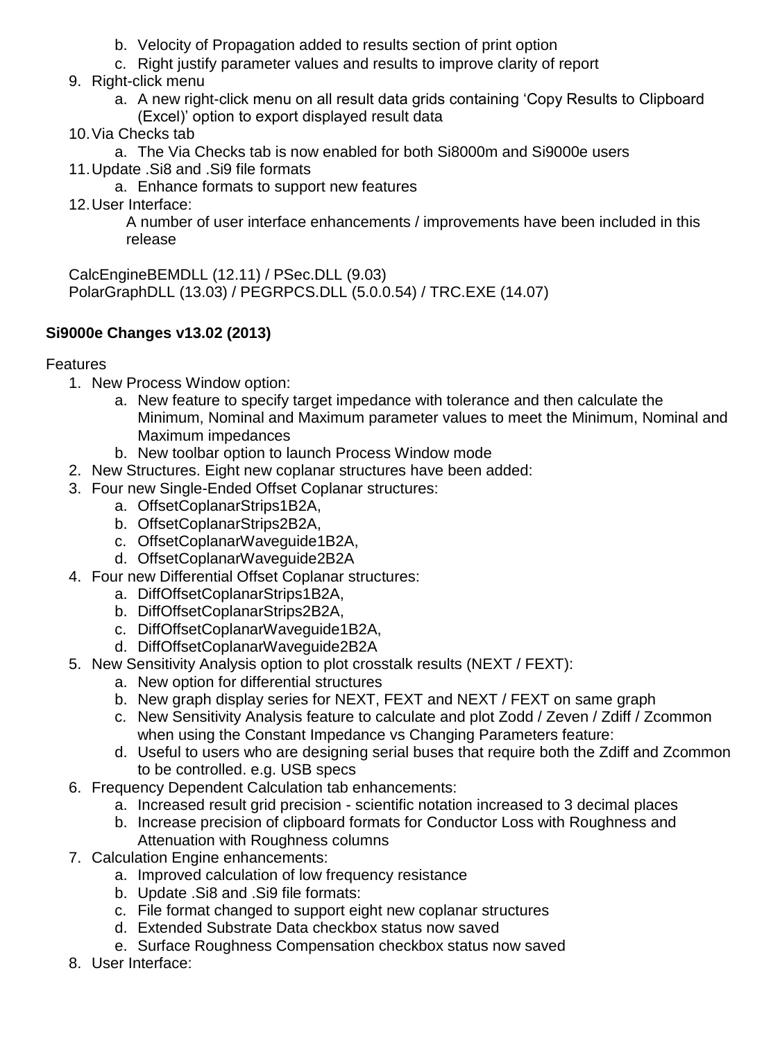b. Velocity of Propagation added to results section of print option
   c. Right justify parameter values and results to improve clarity of report

9. Right-click menu
   a. A new right-click menu on all result data grids containing ‘Copy Results to Clipboard (Excel)’ option to export displayed result data
10. Via Checks tab
    a. The Via Checks tab is now enabled for both Si8000m and Si9000e users
11. Update .Si8 and .Si9 file formats
    a. Enhance formats to support new features
12. User Interface:

    A number of user interface enhancements / improvements have been included in this release

CalcEngineBEMDLL (12.11) / PSec.DLL (9.03)
PolarGraphDLL (13.03) / PEGRPCS.DLL (5.0.0.54) / TRC.EXE (14.07)

**Si9000e Changes v13.02 (2013)**

Features

1. New Process Window option:
   a. New feature to specify target impedance with tolerance and then calculate the Minimum, Nominal and Maximum parameter values to meet the Minimum, Nominal and Maximum impedances
   b. New toolbar option to launch Process Window mode
2. New Structures. Eight new coplanar structures have been added:
3. Four new Single-Ended Offset Coplanar structures:
   a. OffsetCoplanarStrips1B2A,
   b. OffsetCoplanarStrips2B2A,
   c. OffsetCoplanarWaveguide1B2A,
   d. OffsetCoplanarWaveguide2B2A
4. Four new Differential Offset Coplanar structures:
   a. DiffOffsetCoplanarStrips1B2A,
   b. DiffOffsetCoplanarStrips2B2A,
   c. DiffOffsetCoplanarWaveguide1B2A,
   d. DiffOffsetCoplanarWaveguide2B2A
5. New Sensitivity Analysis option to plot crosstalk results (NEXT / FEXT):
   a. New option for differential structures
   b. New graph display series for NEXT, FEXT and NEXT / FEXT on same graph
   c. New Sensitivity Analysis feature to calculate and plot Zodd / Zeven / Zdiff / Zcommon when using the Constant Impedance vs Changing Parameters feature:
   d. Useful to users who are designing serial buses that require both the Zdiff and Zcommon to be controlled. e.g. USB specs
6. Frequency Dependent Calculation tab enhancements:
   a. Increased result grid precision - scientific notation increased to 3 decimal places
   b. Increase precision of clipboard formats for Conductor Loss with Roughness and Attenuation with Roughness columns
7. Calculation Engine enhancements:
   a. Improved calculation of low frequency resistance
   b. Update .Si8 and .Si9 file formats:
   c. File format changed to support eight new coplanar structures
   d. Extended Substrate Data checkbox status now saved
   e. Surface Roughness Compensation checkbox status now saved
8. User Interface: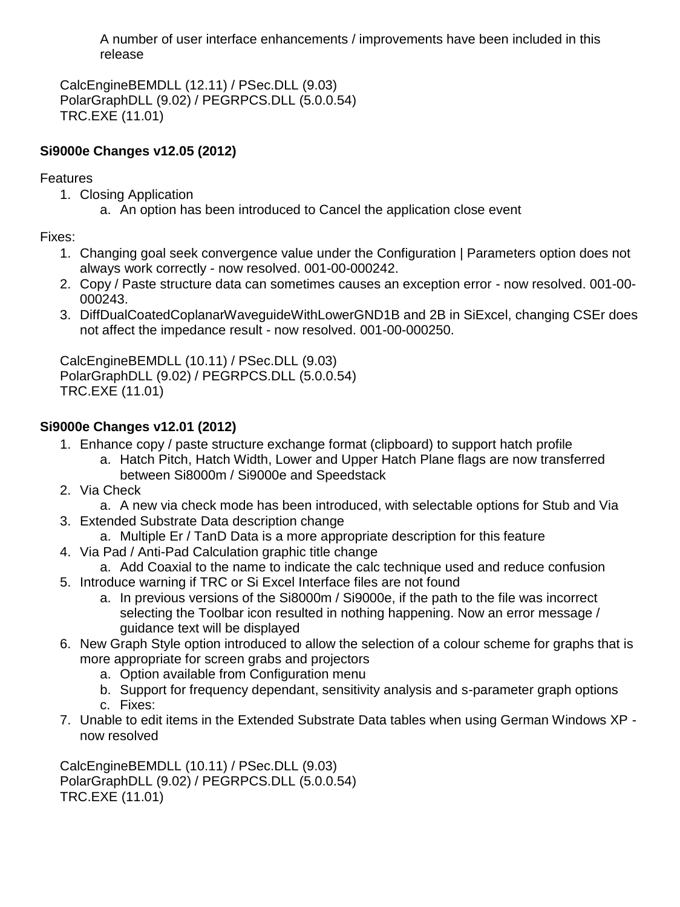A number of user interface enhancements / improvements have been included in this release

CalcEngineBEMDLL (12.11) / PSec.DLL (9.03)
PolarGraphDLL (9.02) / PEGRPCS.DLL (5.0.0.54)
TRC.EXE (11.01)

**Si9000e Changes v12.05 (2012)**

Features

1. Closing Application
    a. An option has been introduced to Cancel the application close event

Fixes:

1. Changing goal seek convergence value under the Configuration | Parameters option does not always work correctly - now resolved. 001-00-000242.
2. Copy / Paste structure data can sometimes causes an exception error - now resolved. 001-00-000243.
3. DiffDualCoatedCoplanarWaveguideWithLowerGND1B and 2B in SiExcel, changing CSEr does not affect the impedance result - now resolved. 001-00-000250.

CalcEngineBEMDLL (10.11) / PSec.DLL (9.03)
PolarGraphDLL (9.02) / PEGRPCS.DLL (5.0.0.54)
TRC.EXE (11.01)

**Si9000e Changes v12.01 (2012)**

1. Enhance copy / paste structure exchange format (clipboard) to support hatch profile
    a. Hatch Pitch, Hatch Width, Lower and Upper Hatch Plane flags are now transferred between Si8000m / Si9000e and Speedstack
2. Via Check
    a. A new via check mode has been introduced, with selectable options for Stub and Via
3. Extended Substrate Data description change
    a. Multiple Er / TanD Data is a more appropriate description for this feature
4. Via Pad / Anti-Pad Calculation graphic title change
    a. Add Coaxial to the name to indicate the calc technique used and reduce confusion
5. Introduce warning if TRC or Si Excel Interface files are not found
    a. In previous versions of the Si8000m / Si9000e, if the path to the file was incorrect selecting the Toolbar icon resulted in nothing happening. Now an error message / guidance text will be displayed
6. New Graph Style option introduced to allow the selection of a colour scheme for graphs that is more appropriate for screen grabs and projectors
    a. Option available from Configuration menu
    b. Support for frequency dependant, sensitivity analysis and s-parameter graph options
    c. Fixes:
7. Unable to edit items in the Extended Substrate Data tables when using German Windows XP - now resolved

CalcEngineBEMDLL (10.11) / PSec.DLL (9.03)
PolarGraphDLL (9.02) / PEGRPCS.DLL (5.0.0.54)
TRC.EXE (11.01)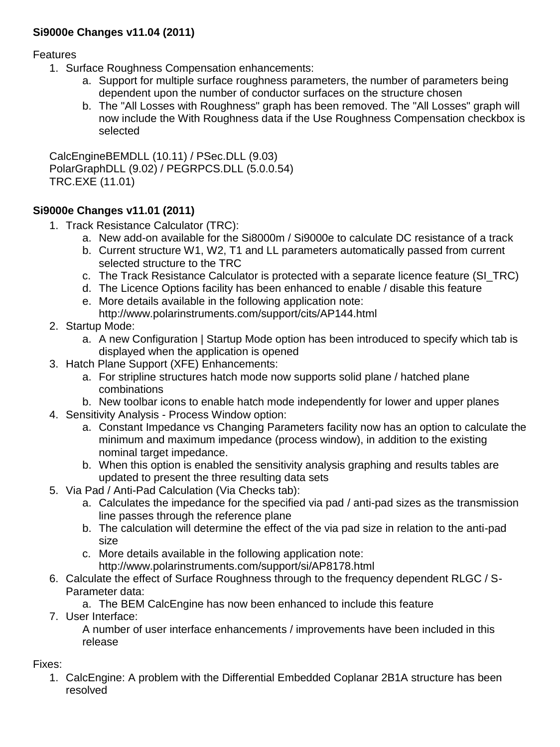**Si9000e Changes v11.04 (2011)**

Features

1. Surface Roughness Compensation enhancements:
    a. Support for multiple surface roughness parameters, the number of parameters being dependent upon the number of conductor surfaces on the structure chosen
    b. The "All Losses with Roughness" graph has been removed. The "All Losses" graph will now include the With Roughness data if the Use Roughness Compensation checkbox is selected

CalcEngineBEMDLL (10.11) / PSec.DLL (9.03)
PolarGraphDLL (9.02) / PEGRPCS.DLL (5.0.0.54)
TRC.EXE (11.01)

**Si9000e Changes v11.01 (2011)**

1. Track Resistance Calculator (TRC):
    a. New add-on available for the Si8000m / Si9000e to calculate DC resistance of a track
    b. Current structure W1, W2, T1 and LL parameters automatically passed from current selected structure to the TRC
    c. The Track Resistance Calculator is protected with a separate licence feature (SI_TRC)
    d. The Licence Options facility has been enhanced to enable / disable this feature
    e. More details available in the following application note: http://www.polarinstruments.com/support/cits/AP144.html
2. Startup Mode:
    a. A new Configuration | Startup Mode option has been introduced to specify which tab is displayed when the application is opened
3. Hatch Plane Support (XFE) Enhancements:
    a. For stripline structures hatch mode now supports solid plane / hatched plane combinations
    b. New toolbar icons to enable hatch mode independently for lower and upper planes
4. Sensitivity Analysis - Process Window option:
    a. Constant Impedance vs Changing Parameters facility now has an option to calculate the minimum and maximum impedance (process window), in addition to the existing nominal target impedance.
    b. When this option is enabled the sensitivity analysis graphing and results tables are updated to present the three resulting data sets
5. Via Pad / Anti-Pad Calculation (Via Checks tab):
    a. Calculates the impedance for the specified via pad / anti-pad sizes as the transmission line passes through the reference plane
    b. The calculation will determine the effect of the via pad size in relation to the anti-pad size
    c. More details available in the following application note: http://www.polarinstruments.com/support/si/AP8178.html
6. Calculate the effect of Surface Roughness through to the frequency dependent RLGC / S-Parameter data:
    a. The BEM CalcEngine has now been enhanced to include this feature
7. User Interface:
    A number of user interface enhancements / improvements have been included in this release

Fixes:

1. CalcEngine: A problem with the Differential Embedded Coplanar 2B1A structure has been resolved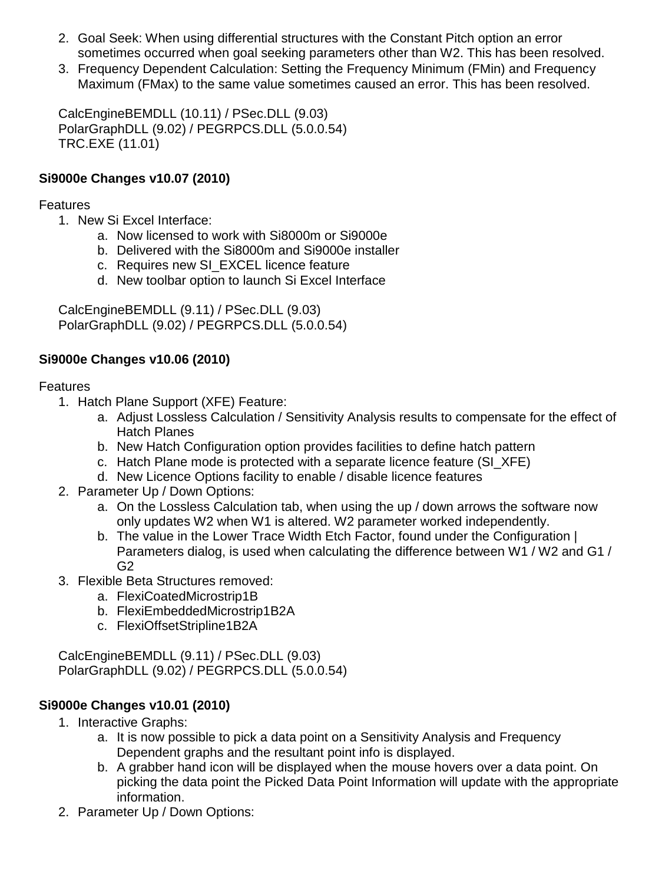2. Goal Seek: When using differential structures with the Constant Pitch option an error sometimes occurred when goal seeking parameters other than W2. This has been resolved.
3. Frequency Dependent Calculation: Setting the Frequency Minimum (FMin) and Frequency Maximum (FMax) to the same value sometimes caused an error. This has been resolved.

CalcEngineBEMDLL (10.11) / PSec.DLL (9.03)
PolarGraphDLL (9.02) / PEGRPCS.DLL (5.0.0.54)
TRC.EXE (11.01)

**Si9000e Changes v10.07 (2010)**

Features

1. New Si Excel Interface:
    a. Now licensed to work with Si8000m or Si9000e
    b. Delivered with the Si8000m and Si9000e installer
    c. Requires new SI_EXCEL licence feature
    d. New toolbar option to launch Si Excel Interface

CalcEngineBEMDLL (9.11) / PSec.DLL (9.03)
PolarGraphDLL (9.02) / PEGRPCS.DLL (5.0.0.54)

**Si9000e Changes v10.06 (2010)**

Features

1. Hatch Plane Support (XFE) Feature:
    a. Adjust Lossless Calculation / Sensitivity Analysis results to compensate for the effect of Hatch Planes
    b. New Hatch Configuration option provides facilities to define hatch pattern
    c. Hatch Plane mode is protected with a separate licence feature (SI_XFE)
    d. New Licence Options facility to enable / disable licence features
2. Parameter Up / Down Options:
    a. On the Lossless Calculation tab, when using the up / down arrows the software now only updates W2 when W1 is altered. W2 parameter worked independently.
    b. The value in the Lower Trace Width Etch Factor, found under the Configuration | Parameters dialog, is used when calculating the difference between W1 / W2 and G1 / G2
3. Flexible Beta Structures removed:
    a. FlexiCoatedMicrostrip1B
    b. FlexiEmbeddedMicrostrip1B2A
    c. FlexiOffsetStripline1B2A

CalcEngineBEMDLL (9.11) / PSec.DLL (9.03)
PolarGraphDLL (9.02) / PEGRPCS.DLL (5.0.0.54)

**Si9000e Changes v10.01 (2010)**

1. Interactive Graphs:
    a. It is now possible to pick a data point on a Sensitivity Analysis and Frequency Dependent graphs and the resultant point info is displayed.
    b. A grabber hand icon will be displayed when the mouse hovers over a data point. On picking the data point the Picked Data Point Information will update with the appropriate information.
2. Parameter Up / Down Options: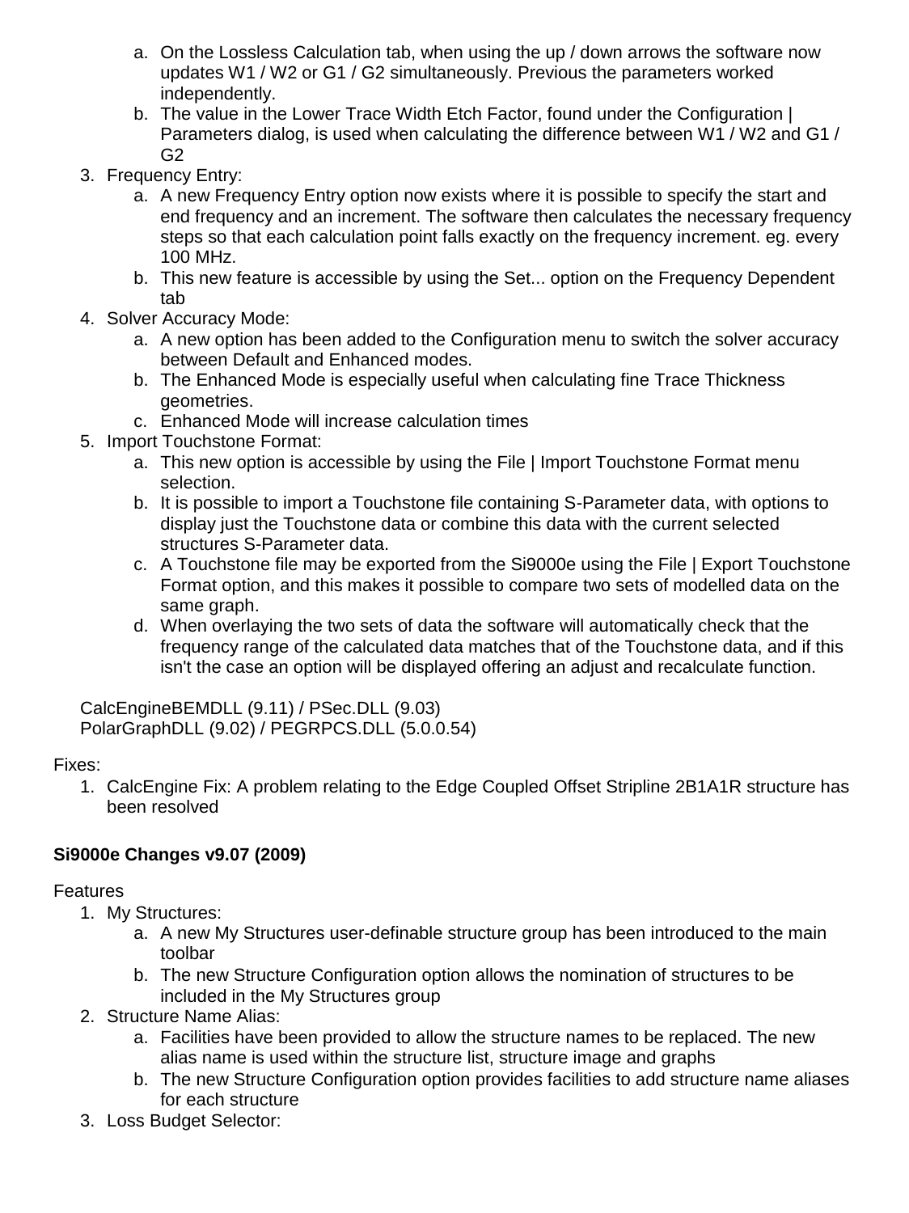a. On the Lossless Calculation tab, when using the up / down arrows the software now updates W1 / W2 or G1 / G2 simultaneously. Previous the parameters worked independently.
   b. The value in the Lower Trace Width Etch Factor, found under the Configuration | Parameters dialog, is used when calculating the difference between W1 / W2 and G1 / G2
3. Frequency Entry:
   a. A new Frequency Entry option now exists where it is possible to specify the start and end frequency and an increment. The software then calculates the necessary frequency steps so that each calculation point falls exactly on the frequency increment. eg. every 100 MHz.
   b. This new feature is accessible by using the Set... option on the Frequency Dependent tab
4. Solver Accuracy Mode:
   a. A new option has been added to the Configuration menu to switch the solver accuracy between Default and Enhanced modes.
   b. The Enhanced Mode is especially useful when calculating fine Trace Thickness geometries.
   c. Enhanced Mode will increase calculation times
5. Import Touchstone Format:
   a. This new option is accessible by using the File | Import Touchstone Format menu selection.
   b. It is possible to import a Touchstone file containing S-Parameter data, with options to display just the Touchstone data or combine this data with the current selected structures S-Parameter data.
   c. A Touchstone file may be exported from the Si9000e using the File | Export Touchstone Format option, and this makes it possible to compare two sets of modelled data on the same graph.
   d. When overlaying the two sets of data the software will automatically check that the frequency range of the calculated data matches that of the Touchstone data, and if this isn't the case an option will be displayed offering an adjust and recalculate function.

CalcEngineBEMDLL (9.11) / PSec.DLL (9.03)
PolarGraphDLL (9.02) / PEGRPCS.DLL (5.0.0.54)

Fixes:

1. CalcEngine Fix: A problem relating to the Edge Coupled Offset Stripline 2B1A1R structure has been resolved

**Si9000e Changes v9.07 (2009)**

Features

1. My Structures:
   a. A new My Structures user-definable structure group has been introduced to the main toolbar
   b. The new Structure Configuration option allows the nomination of structures to be included in the My Structures group
2. Structure Name Alias:
   a. Facilities have been provided to allow the structure names to be replaced. The new alias name is used within the structure list, structure image and graphs
   b. The new Structure Configuration option provides facilities to add structure name aliases for each structure
3. Loss Budget Selector: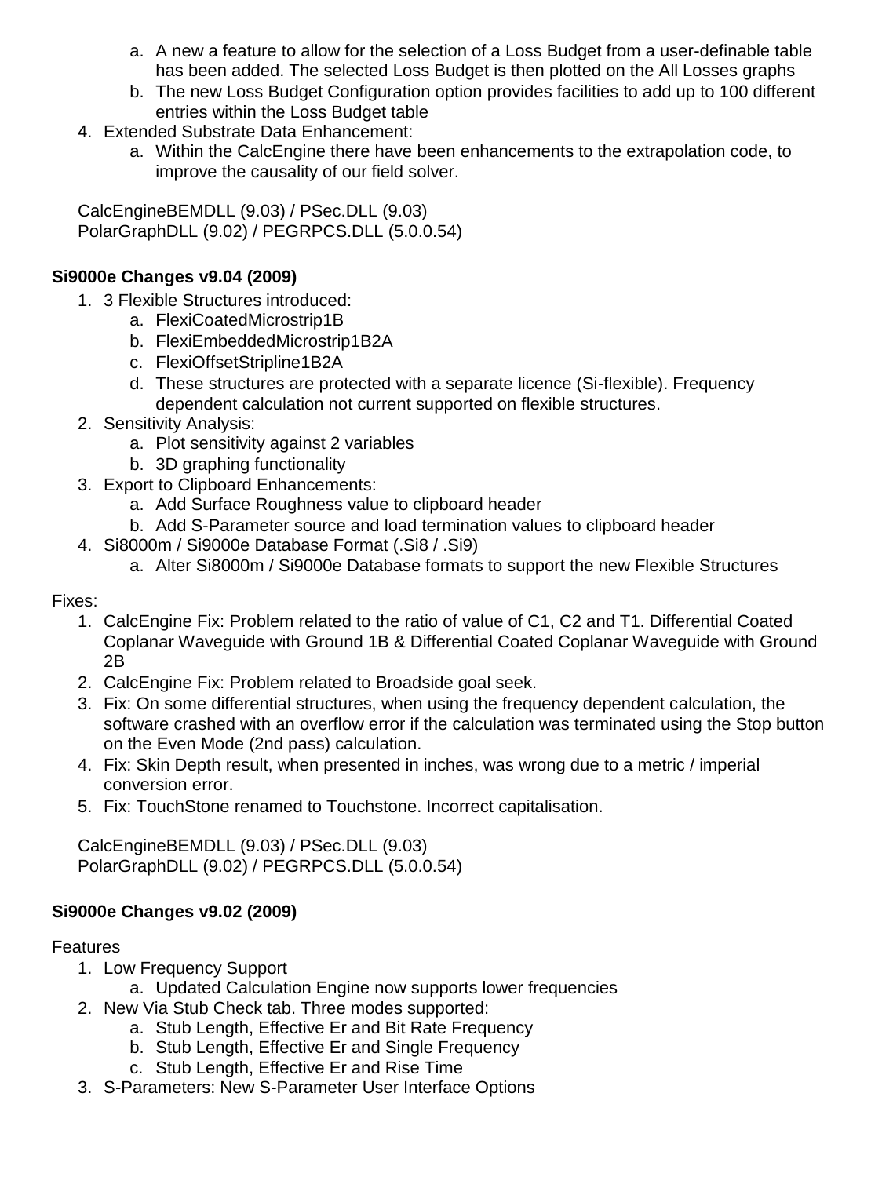a. A new a feature to allow for the selection of a Loss Budget from a user-definable table has been added. The selected Loss Budget is then plotted on the All Losses graphs
   b. The new Loss Budget Configuration option provides facilities to add up to 100 different entries within the Loss Budget table
4. Extended Substrate Data Enhancement:
   a. Within the CalcEngine there have been enhancements to the extrapolation code, to improve the causality of our field solver.

CalcEngineBEMDLL (9.03) / PSec.DLL (9.03)
PolarGraphDLL (9.02) / PEGRPCS.DLL (5.0.0.54)

**Si9000e Changes v9.04 (2009)**

1. 3 Flexible Structures introduced:
   a. FlexiCoatedMicrostrip1B
   b. FlexiEmbeddedMicrostrip1B2A
   c. FlexiOffsetStripline1B2A
   d. These structures are protected with a separate licence (Si-flexible). Frequency dependent calculation not current supported on flexible structures.
2. Sensitivity Analysis:
   a. Plot sensitivity against 2 variables
   b. 3D graphing functionality
3. Export to Clipboard Enhancements:
   a. Add Surface Roughness value to clipboard header
   b. Add S-Parameter source and load termination values to clipboard header
4. Si8000m / Si9000e Database Format (.Si8 / .Si9)
   a. Alter Si8000m / Si9000e Database formats to support the new Flexible Structures

Fixes:

1. CalcEngine Fix: Problem related to the ratio of value of C1, C2 and T1. Differential Coated Coplanar Waveguide with Ground 1B & Differential Coated Coplanar Waveguide with Ground 2B
2. CalcEngine Fix: Problem related to Broadside goal seek.
3. Fix: On some differential structures, when using the frequency dependent calculation, the software crashed with an overflow error if the calculation was terminated using the Stop button on the Even Mode (2nd pass) calculation.
4. Fix: Skin Depth result, when presented in inches, was wrong due to a metric / imperial conversion error.
5. Fix: TouchStone renamed to Touchstone. Incorrect capitalisation.

CalcEngineBEMDLL (9.03) / PSec.DLL (9.03)
PolarGraphDLL (9.02) / PEGRPCS.DLL (5.0.0.54)

**Si9000e Changes v9.02 (2009)**

Features

1. Low Frequency Support
   a. Updated Calculation Engine now supports lower frequencies
2. New Via Stub Check tab. Three modes supported:
   a. Stub Length, Effective Er and Bit Rate Frequency
   b. Stub Length, Effective Er and Single Frequency
   c. Stub Length, Effective Er and Rise Time
3. S-Parameters: New S-Parameter User Interface Options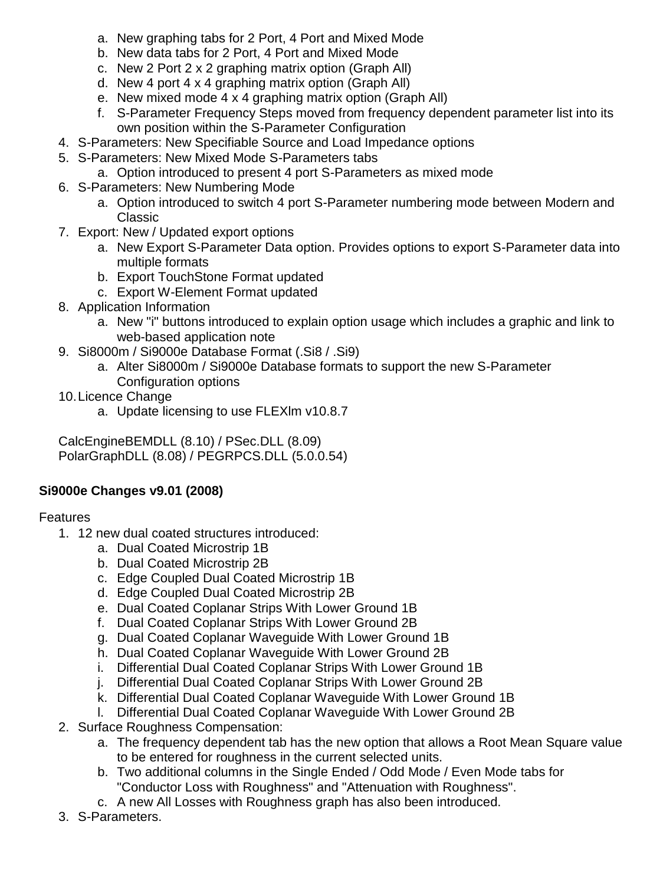a. New graphing tabs for 2 Port, 4 Port and Mixed Mode
   b. New data tabs for 2 Port, 4 Port and Mixed Mode
   c. New 2 Port 2 x 2 graphing matrix option (Graph All)
   d. New 4 port 4 x 4 graphing matrix option (Graph All)
   e. New mixed mode 4 x 4 graphing matrix option (Graph All)
   f. S-Parameter Frequency Steps moved from frequency dependent parameter list into its own position within the S-Parameter Configuration
4. S-Parameters: New Specifiable Source and Load Impedance options
5. S-Parameters: New Mixed Mode S-Parameters tabs
   a. Option introduced to present 4 port S-Parameters as mixed mode
6. S-Parameters: New Numbering Mode
   a. Option introduced to switch 4 port S-Parameter numbering mode between Modern and Classic
7. Export: New / Updated export options
   a. New Export S-Parameter Data option. Provides options to export S-Parameter data into multiple formats
   b. Export TouchStone Format updated
   c. Export W-Element Format updated
8. Application Information
   a. New "i" buttons introduced to explain option usage which includes a graphic and link to web-based application note
9. Si8000m / Si9000e Database Format (.Si8 / .Si9)
   a. Alter Si8000m / Si9000e Database formats to support the new S-Parameter Configuration options
10. Licence Change
    a. Update licensing to use FLEXlm v10.8.7

CalcEngineBEMDLL (8.10) / PSec.DLL (8.09)
PolarGraphDLL (8.08) / PEGRPCS.DLL (5.0.0.54)

**Si9000e Changes v9.01 (2008)**

Features

1. 12 new dual coated structures introduced:
   a. Dual Coated Microstrip 1B
   b. Dual Coated Microstrip 2B
   c. Edge Coupled Dual Coated Microstrip 1B
   d. Edge Coupled Dual Coated Microstrip 2B
   e. Dual Coated Coplanar Strips With Lower Ground 1B
   f. Dual Coated Coplanar Strips With Lower Ground 2B
   g. Dual Coated Coplanar Waveguide With Lower Ground 1B
   h. Dual Coated Coplanar Waveguide With Lower Ground 2B
   i. Differential Dual Coated Coplanar Strips With Lower Ground 1B
   j. Differential Dual Coated Coplanar Strips With Lower Ground 2B
   k. Differential Dual Coated Coplanar Waveguide With Lower Ground 1B
   l. Differential Dual Coated Coplanar Waveguide With Lower Ground 2B
2. Surface Roughness Compensation:
   a. The frequency dependent tab has the new option that allows a Root Mean Square value to be entered for roughness in the current selected units.
   b. Two additional columns in the Single Ended / Odd Mode / Even Mode tabs for "Conductor Loss with Roughness" and "Attenuation with Roughness".
   c. A new All Losses with Roughness graph has also been introduced.
3. S-Parameters.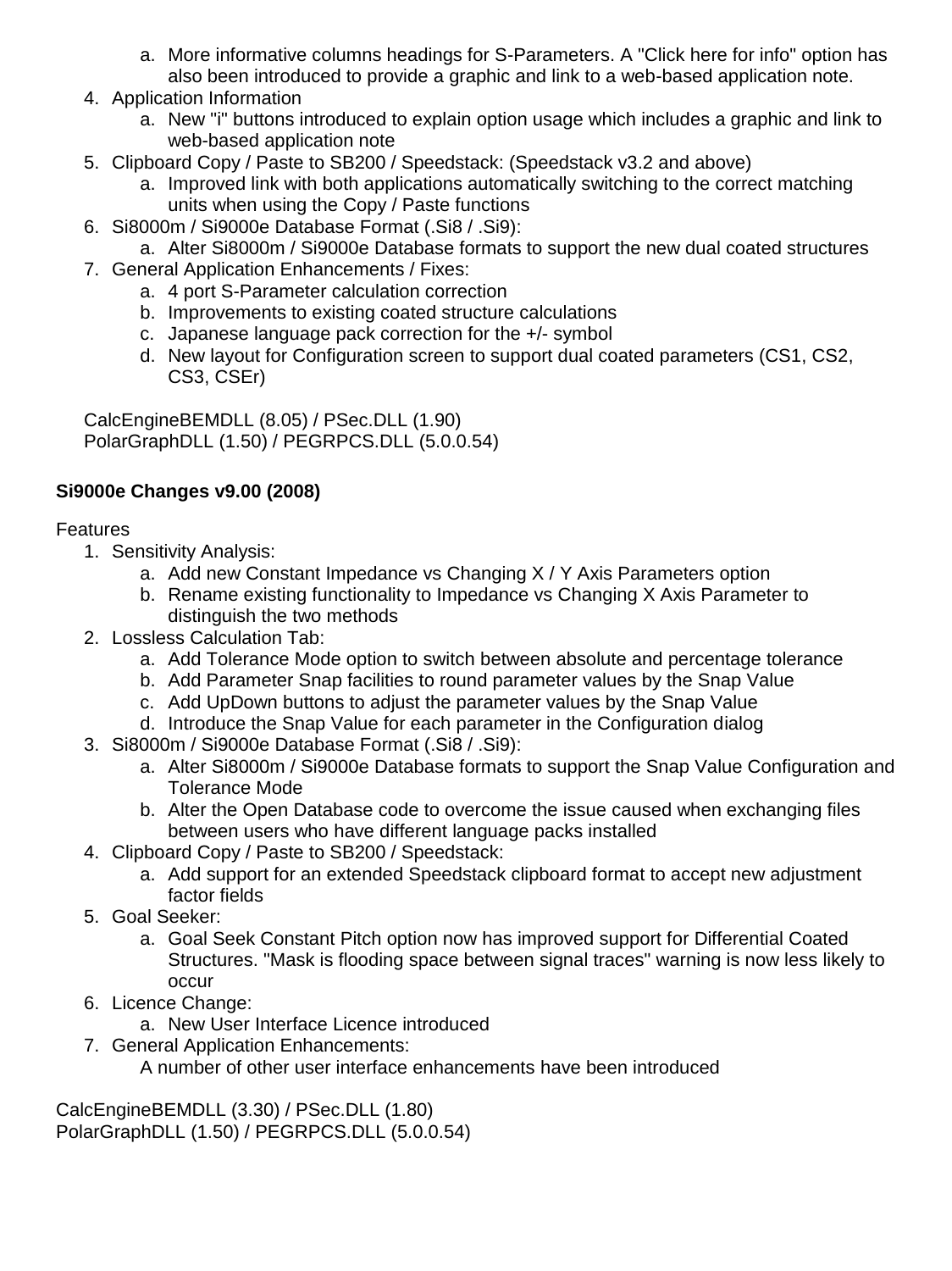a. More informative columns headings for S-Parameters. A "Click here for info" option has also been introduced to provide a graphic and link to a web-based application note.

4. Application Information
   a. New "i" buttons introduced to explain option usage which includes a graphic and link to web-based application note
5. Clipboard Copy / Paste to SB200 / Speedstack: (Speedstack v3.2 and above)
   a. Improved link with both applications automatically switching to the correct matching units when using the Copy / Paste functions
6. Si8000m / Si9000e Database Format (.Si8 / .Si9):
   a. Alter Si8000m / Si9000e Database formats to support the new dual coated structures
7. General Application Enhancements / Fixes:
   a. 4 port S-Parameter calculation correction
   b. Improvements to existing coated structure calculations
   c. Japanese language pack correction for the +/- symbol
   d. New layout for Configuration screen to support dual coated parameters (CS1, CS2, CS3, CSEr)

CalcEngineBEMDLL (8.05) / PSec.DLL (1.90)
PolarGraphDLL (1.50) / PEGRPCS.DLL (5.0.0.54)

**Si9000e Changes v9.00 (2008)**

Features

1. Sensitivity Analysis:
   a. Add new Constant Impedance vs Changing X / Y Axis Parameters option
   b. Rename existing functionality to Impedance vs Changing X Axis Parameter to distinguish the two methods
2. Lossless Calculation Tab:
   a. Add Tolerance Mode option to switch between absolute and percentage tolerance
   b. Add Parameter Snap facilities to round parameter values by the Snap Value
   c. Add UpDown buttons to adjust the parameter values by the Snap Value
   d. Introduce the Snap Value for each parameter in the Configuration dialog
3. Si8000m / Si9000e Database Format (.Si8 / .Si9):
   a. Alter Si8000m / Si9000e Database formats to support the Snap Value Configuration and Tolerance Mode
   b. Alter the Open Database code to overcome the issue caused when exchanging files between users who have different language packs installed
4. Clipboard Copy / Paste to SB200 / Speedstack:
   a. Add support for an extended Speedstack clipboard format to accept new adjustment factor fields
5. Goal Seeker:
   a. Goal Seek Constant Pitch option now has improved support for Differential Coated Structures. "Mask is flooding space between signal traces" warning is now less likely to occur
6. Licence Change:
   a. New User Interface Licence introduced
7. General Application Enhancements:
   A number of other user interface enhancements have been introduced

CalcEngineBEMDLL (3.30) / PSec.DLL (1.80)
PolarGraphDLL (1.50) / PEGRPCS.DLL (5.0.0.54)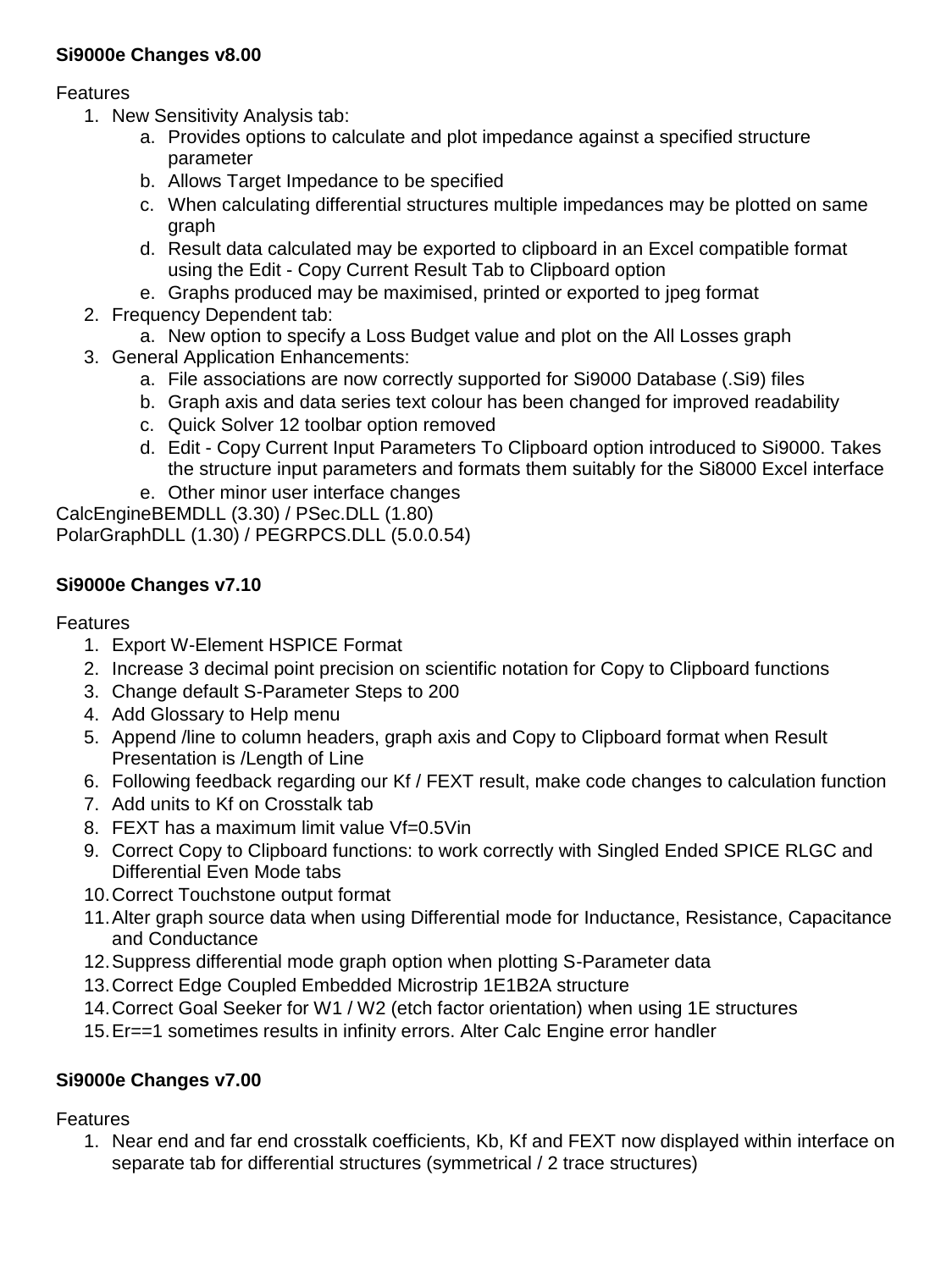**Si9000e Changes v8.00**

Features

1. New Sensitivity Analysis tab:
    a. Provides options to calculate and plot impedance against a specified structure parameter
    b. Allows Target Impedance to be specified
    c. When calculating differential structures multiple impedances may be plotted on same graph
    d. Result data calculated may be exported to clipboard in an Excel compatible format using the Edit - Copy Current Result Tab to Clipboard option
    e. Graphs produced may be maximised, printed or exported to jpeg format
2. Frequency Dependent tab:
    a. New option to specify a Loss Budget value and plot on the All Losses graph
3. General Application Enhancements:
    a. File associations are now correctly supported for Si9000 Database (.Si9) files
    b. Graph axis and data series text colour has been changed for improved readability
    c. Quick Solver 12 toolbar option removed
    d. Edit - Copy Current Input Parameters To Clipboard option introduced to Si9000. Takes the structure input parameters and formats them suitably for the Si8000 Excel interface
    e. Other minor user interface changes

CalcEngineBEMDLL (3.30) / PSec.DLL (1.80)
PolarGraphDLL (1.30) / PEGRPCS.DLL (5.0.0.54)

**Si9000e Changes v7.10**

Features

1. Export W-Element HSPICE Format
2. Increase 3 decimal point precision on scientific notation for Copy to Clipboard functions
3. Change default S-Parameter Steps to 200
4. Add Glossary to Help menu
5. Append /line to column headers, graph axis and Copy to Clipboard format when Result Presentation is /Length of Line
6. Following feedback regarding our Kf / FEXT result, make code changes to calculation function
7. Add units to Kf on Crosstalk tab
8. FEXT has a maximum limit value Vf=0.5Vin
9. Correct Copy to Clipboard functions: to work correctly with Singled Ended SPICE RLGC and Differential Even Mode tabs
10. Correct Touchstone output format
11. Alter graph source data when using Differential mode for Inductance, Resistance, Capacitance and Conductance
12. Suppress differential mode graph option when plotting S-Parameter data
13. Correct Edge Coupled Embedded Microstrip 1E1B2A structure
14. Correct Goal Seeker for W1 / W2 (etch factor orientation) when using 1E structures
15. Er==1 sometimes results in infinity errors. Alter Calc Engine error handler

**Si9000e Changes v7.00**

Features

1. Near end and far end crosstalk coefficients, Kb, Kf and FEXT now displayed within interface on separate tab for differential structures (symmetrical / 2 trace structures)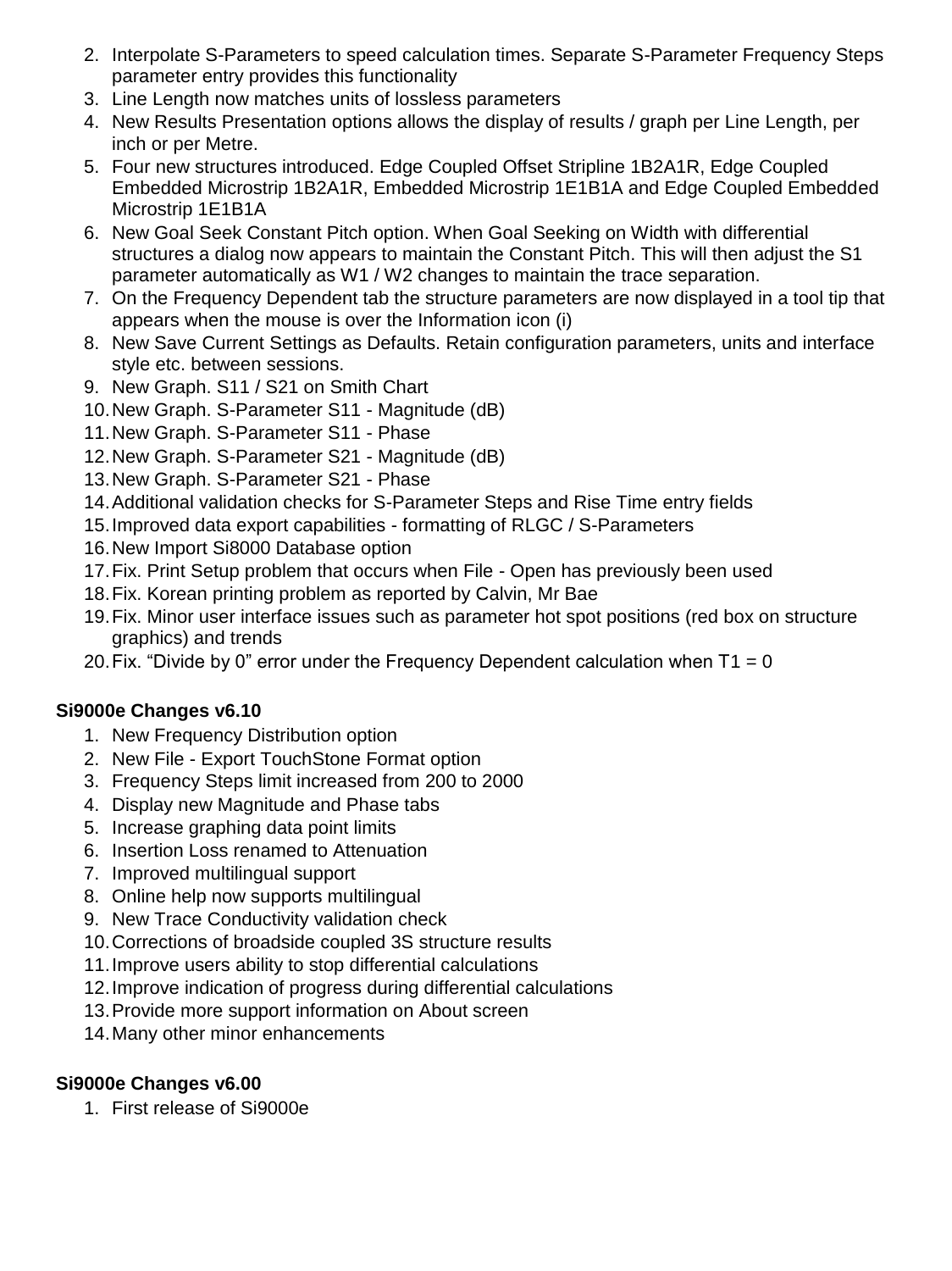2. Interpolate S-Parameters to speed calculation times. Separate S-Parameter Frequency Steps parameter entry provides this functionality
3. Line Length now matches units of lossless parameters
4. New Results Presentation options allows the display of results / graph per Line Length, per inch or per Metre.
5. Four new structures introduced. Edge Coupled Offset Stripline 1B2A1R, Edge Coupled Embedded Microstrip 1B2A1R, Embedded Microstrip 1E1B1A and Edge Coupled Embedded Microstrip 1E1B1A
6. New Goal Seek Constant Pitch option. When Goal Seeking on Width with differential structures a dialog now appears to maintain the Constant Pitch. This will then adjust the S1 parameter automatically as W1 / W2 changes to maintain the trace separation.
7. On the Frequency Dependent tab the structure parameters are now displayed in a tool tip that appears when the mouse is over the Information icon (i)
8. New Save Current Settings as Defaults. Retain configuration parameters, units and interface style etc. between sessions.
9. New Graph. S11 / S21 on Smith Chart
10. New Graph. S-Parameter S11 - Magnitude (dB)
11. New Graph. S-Parameter S11 - Phase
12. New Graph. S-Parameter S21 - Magnitude (dB)
13. New Graph. S-Parameter S21 - Phase
14. Additional validation checks for S-Parameter Steps and Rise Time entry fields
15. Improved data export capabilities - formatting of RLGC / S-Parameters
16. New Import Si8000 Database option
17. Fix. Print Setup problem that occurs when File - Open has previously been used
18. Fix. Korean printing problem as reported by Calvin, Mr Bae
19. Fix. Minor user interface issues such as parameter hot spot positions (red box on structure graphics) and trends
20. Fix. “Divide by 0” error under the Frequency Dependent calculation when T1 = 0

**Si9000e Changes v6.10**

1. New Frequency Distribution option
2. New File - Export TouchStone Format option
3. Frequency Steps limit increased from 200 to 2000
4. Display new Magnitude and Phase tabs
5. Increase graphing data point limits
6. Insertion Loss renamed to Attenuation
7. Improved multilingual support
8. Online help now supports multilingual
9. New Trace Conductivity validation check
10. Corrections of broadside coupled 3S structure results
11. Improve users ability to stop differential calculations
12. Improve indication of progress during differential calculations
13. Provide more support information on About screen
14. Many other minor enhancements

**Si9000e Changes v6.00**

1. First release of Si9000e